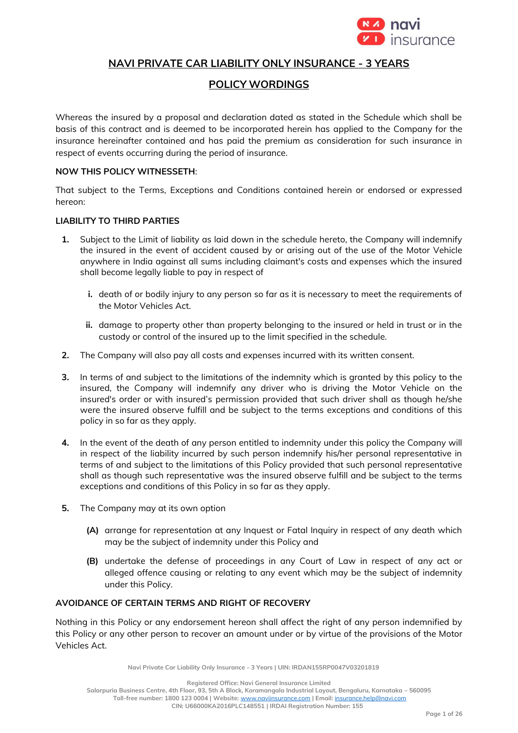# NAVI PRIVATE CAR LIABILITY ONLY INSURANCE - 3 YEARS

## POLICY WORDINGS

Whereas the insured by a proposal and declaration dated as stated in the Schedule which shall be basis of this contract and is deemed to be incorporated herein has applied to the Company for the insurance hereinafter contained and has paid the premium as consideration for such insurance in respect of events occurring during the period of insurance.

**NOW THIS POLICY WITNESSETH**:

That subject to the Terms, Exceptions and Conditions contained herein or endorsed or expressed hereon:

**LIABILITY TO THIRD PARTIES**

1. Subject to the Limit of liability as laid down in the schedule hereto, the Company will indemnify the insured in the event of accident caused by or arising out of the use of the Motor Vehicle anywhere in India against all sums including claimant's costs and expenses which the insured shall become legally liable to pay in respect of

   i. death of or bodily injury to any person so far as it is necessary to meet the requirements of the Motor Vehicles Act.

   ii. damage to property other than property belonging to the insured or held in trust or in the custody or control of the insured up to the limit specified in the schedule.

2. The Company will also pay all costs and expenses incurred with its written consent.

3. In terms of and subject to the limitations of the indemnity which is granted by this policy to the insured, the Company will indemnify any driver who is driving the Motor Vehicle on the insured's order or with insured's permission provided that such driver shall as though he/she were the insured observe fulfill and be subject to the terms exceptions and conditions of this policy in so far as they apply.

4. In the event of the death of any person entitled to indemnity under this policy the Company will in respect of the liability incurred by such person indemnify his/her personal representative in terms of and subject to the limitations of this Policy provided that such personal representative shall as though such representative was the insured observe fulfill and be subject to the terms exceptions and conditions of this Policy in so far as they apply.

5. The Company may at its own option

   **(A)** arrange for representation at any Inquest or Fatal Inquiry in respect of any death which may be the subject of indemnity under this Policy and

   **(B)** undertake the defense of proceedings in any Court of Law in respect of any act or alleged offence causing or relating to any event which may be the subject of indemnity under this Policy.

**AVOIDANCE OF CERTAIN TERMS AND RIGHT OF RECOVERY**

Nothing in this Policy or any endorsement hereon shall affect the right of any person indemnified by this Policy or any other person to recover an amount under or by virtue of the provisions of the Motor Vehicles Act.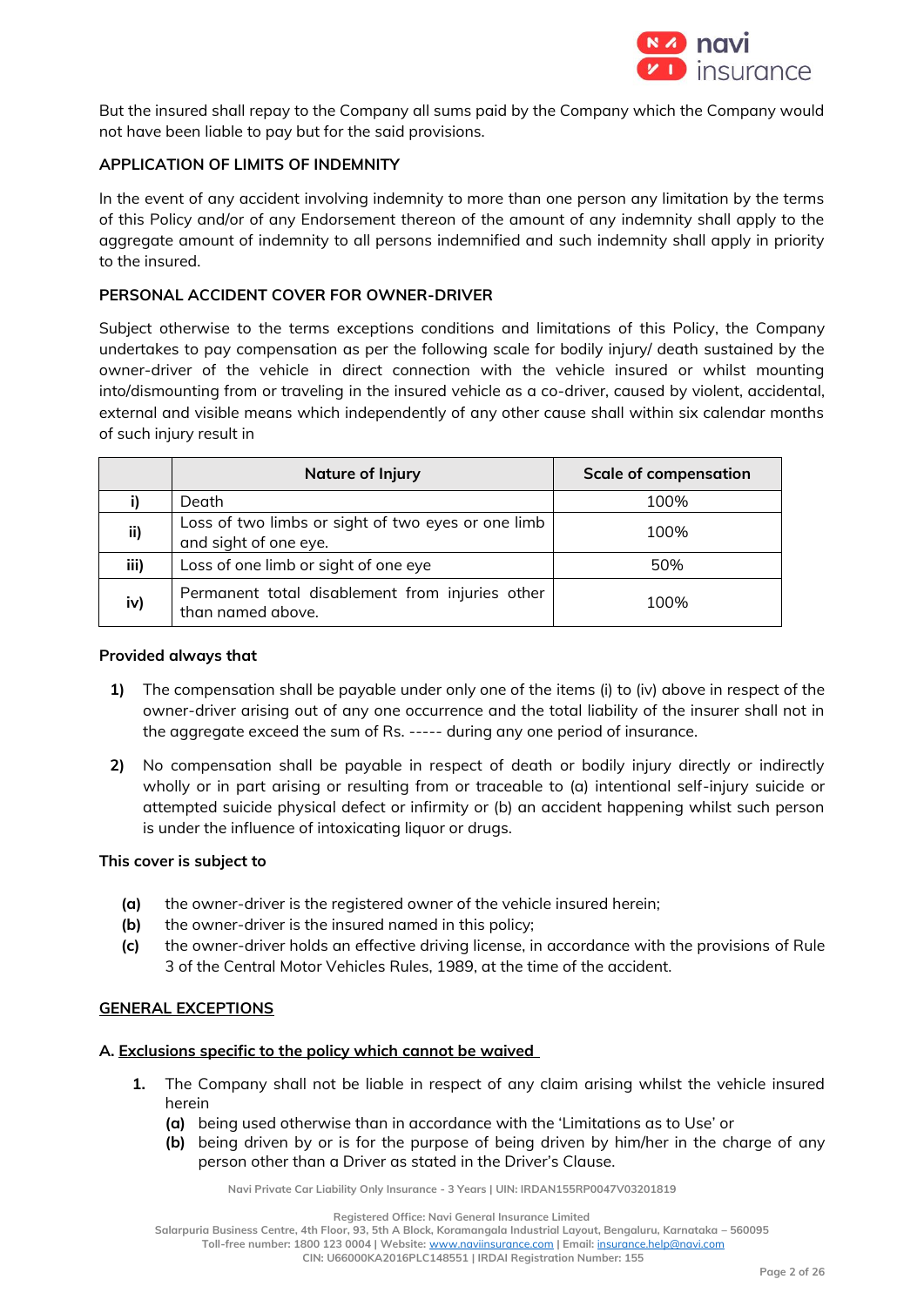But the insured shall repay to the Company all sums paid by the Company which the Company would not have been liable to pay but for the said provisions.

**APPLICATION OF LIMITS OF INDEMNITY**

In the event of any accident involving indemnity to more than one person any limitation by the terms of this Policy and/or of any Endorsement thereon of the amount of any indemnity shall apply to the aggregate amount of indemnity to all persons indemnified and such indemnity shall apply in priority to the insured.

**PERSONAL ACCIDENT COVER FOR OWNER-DRIVER**

Subject otherwise to the terms exceptions conditions and limitations of this Policy, the Company undertakes to pay compensation as per the following scale for bodily injury/ death sustained by the owner-driver of the vehicle in direct connection with the vehicle insured or whilst mounting into/dismounting from or traveling in the insured vehicle as a co-driver, caused by violent, accidental, external and visible means which independently of any other cause shall within six calendar months of such injury result in

| | Nature of Injury | Scale of compensation |
|---|---|---|
| i) | Death | 100% |
| ii) | Loss of two limbs or sight of two eyes or one limb and sight of one eye. | 100% |
| iii) | Loss of one limb or sight of one eye | 50% |
| iv) | Permanent total disablement from injuries other than named above. | 100% |

**Provided always that**

1) The compensation shall be payable under only one of the items (i) to (iv) above in respect of the owner-driver arising out of any one occurrence and the total liability of the insurer shall not in the aggregate exceed the sum of Rs. ----- during any one period of insurance.

2) No compensation shall be payable in respect of death or bodily injury directly or indirectly wholly or in part arising or resulting from or traceable to (a) intentional self-injury suicide or attempted suicide physical defect or infirmity or (b) an accident happening whilst such person is under the influence of intoxicating liquor or drugs.

**This cover is subject to**

- **(a)** the owner-driver is the registered owner of the vehicle insured herein;
- **(b)** the owner-driver is the insured named in this policy;
- **(c)** the owner-driver holds an effective driving license, in accordance with the provisions of Rule 3 of the Central Motor Vehicles Rules, 1989, at the time of the accident.

**GENERAL EXCEPTIONS**

**A. Exclusions specific to the policy which cannot be waived**

1. The Company shall not be liable in respect of any claim arising whilst the vehicle insured herein
   - **(a)** being used otherwise than in accordance with the 'Limitations as to Use' or
   - **(b)** being driven by or is for the purpose of being driven by him/her in the charge of any person other than a Driver as stated in the Driver's Clause.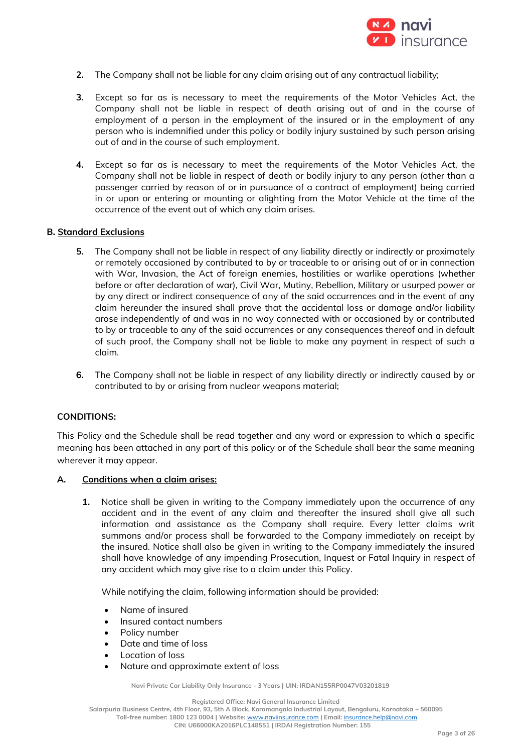2. The Company shall not be liable for any claim arising out of any contractual liability;

3. Except so far as is necessary to meet the requirements of the Motor Vehicles Act, the Company shall not be liable in respect of death arising out of and in the course of employment of a person in the employment of the insured or in the employment of any person who is indemnified under this policy or bodily injury sustained by such person arising out of and in the course of such employment.

4. Except so far as is necessary to meet the requirements of the Motor Vehicles Act, the Company shall not be liable in respect of death or bodily injury to any person (other than a passenger carried by reason of or in pursuance of a contract of employment) being carried in or upon or entering or mounting or alighting from the Motor Vehicle at the time of the occurrence of the event out of which any claim arises.

**B. Standard Exclusions**

5. The Company shall not be liable in respect of any liability directly or indirectly or proximately or remotely occasioned by contributed to by or traceable to or arising out of or in connection with War, Invasion, the Act of foreign enemies, hostilities or warlike operations (whether before or after declaration of war), Civil War, Mutiny, Rebellion, Military or usurped power or by any direct or indirect consequence of any of the said occurrences and in the event of any claim hereunder the insured shall prove that the accidental loss or damage and/or liability arose independently of and was in no way connected with or occasioned by or contributed to by or traceable to any of the said occurrences or any consequences thereof and in default of such proof, the Company shall not be liable to make any payment in respect of such a claim.

6. The Company shall not be liable in respect of any liability directly or indirectly caused by or contributed to by or arising from nuclear weapons material;

**CONDITIONS:**

This Policy and the Schedule shall be read together and any word or expression to which a specific meaning has been attached in any part of this policy or of the Schedule shall bear the same meaning wherever it may appear.

**A. Conditions when a claim arises:**

1. Notice shall be given in writing to the Company immediately upon the occurrence of any accident and in the event of any claim and thereafter the insured shall give all such information and assistance as the Company shall require. Every letter claims writ summons and/or process shall be forwarded to the Company immediately on receipt by the insured. Notice shall also be given in writing to the Company immediately the insured shall have knowledge of any impending Prosecution, Inquest or Fatal Inquiry in respect of any accident which may give rise to a claim under this Policy.

   While notifying the claim, following information should be provided:

   - Name of insured
   - Insured contact numbers
   - Policy number
   - Date and time of loss
   - Location of loss
   - Nature and approximate extent of loss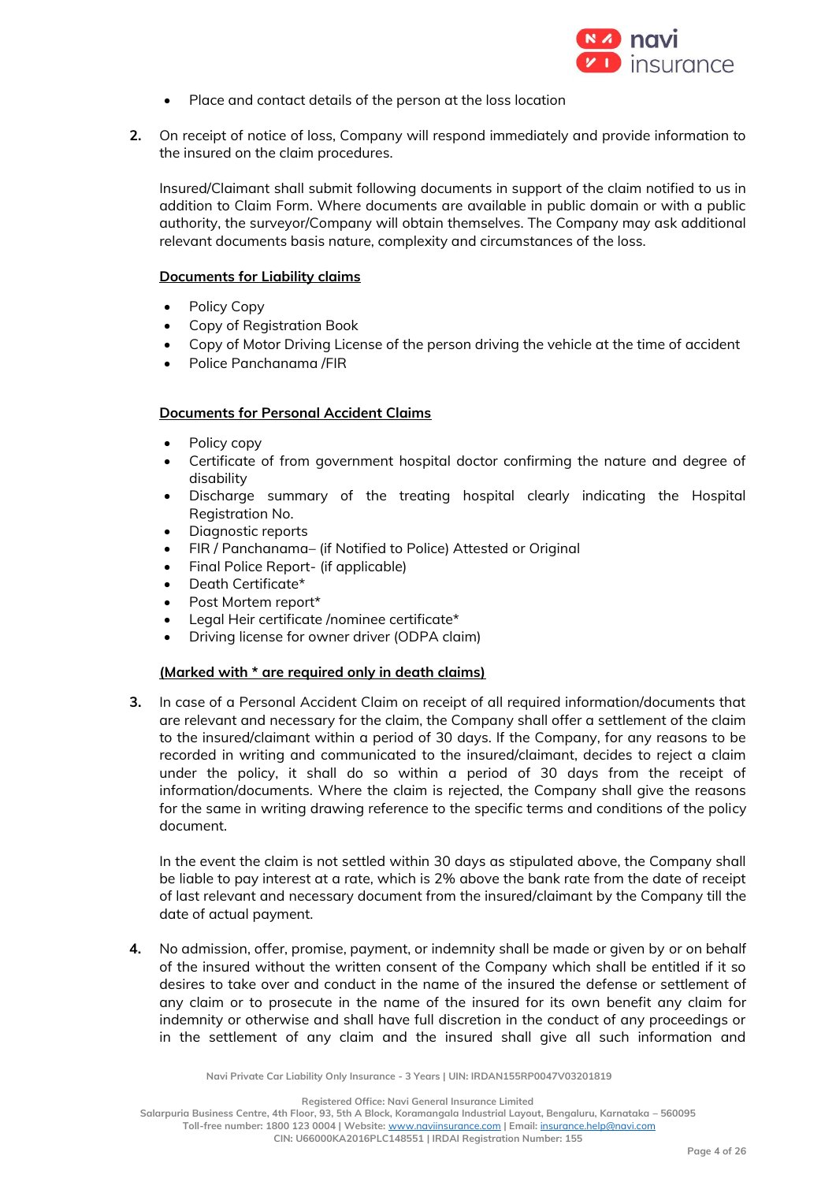- Place and contact details of the person at the loss location

2. On receipt of notice of loss, Company will respond immediately and provide information to the insured on the claim procedures.

   Insured/Claimant shall submit following documents in support of the claim notified to us in addition to Claim Form. Where documents are available in public domain or with a public authority, the surveyor/Company will obtain themselves. The Company may ask additional relevant documents basis nature, complexity and circumstances of the loss.

   **Documents for Liability claims**

   - Policy Copy
   - Copy of Registration Book
   - Copy of Motor Driving License of the person driving the vehicle at the time of accident
   - Police Panchanama /FIR

   **Documents for Personal Accident Claims**

   - Policy copy
   - Certificate of from government hospital doctor confirming the nature and degree of disability
   - Discharge summary of the treating hospital clearly indicating the Hospital Registration No.
   - Diagnostic reports
   - FIR / Panchanama– (if Notified to Police) Attested or Original
   - Final Police Report- (if applicable)
   - Death Certificate*
   - Post Mortem report*
   - Legal Heir certificate /nominee certificate*
   - Driving license for owner driver (ODPA claim)

   **(Marked with * are required only in death claims)**

3. In case of a Personal Accident Claim on receipt of all required information/documents that are relevant and necessary for the claim, the Company shall offer a settlement of the claim to the insured/claimant within a period of 30 days. If the Company, for any reasons to be recorded in writing and communicated to the insured/claimant, decides to reject a claim under the policy, it shall do so within a period of 30 days from the receipt of information/documents. Where the claim is rejected, the Company shall give the reasons for the same in writing drawing reference to the specific terms and conditions of the policy document.

   In the event the claim is not settled within 30 days as stipulated above, the Company shall be liable to pay interest at a rate, which is 2% above the bank rate from the date of receipt of last relevant and necessary document from the insured/claimant by the Company till the date of actual payment.

4. No admission, offer, promise, payment, or indemnity shall be made or given by or on behalf of the insured without the written consent of the Company which shall be entitled if it so desires to take over and conduct in the name of the insured the defense or settlement of any claim or to prosecute in the name of the insured for its own benefit any claim for indemnity or otherwise and shall have full discretion in the conduct of any proceedings or in the settlement of any claim and the insured shall give all such information and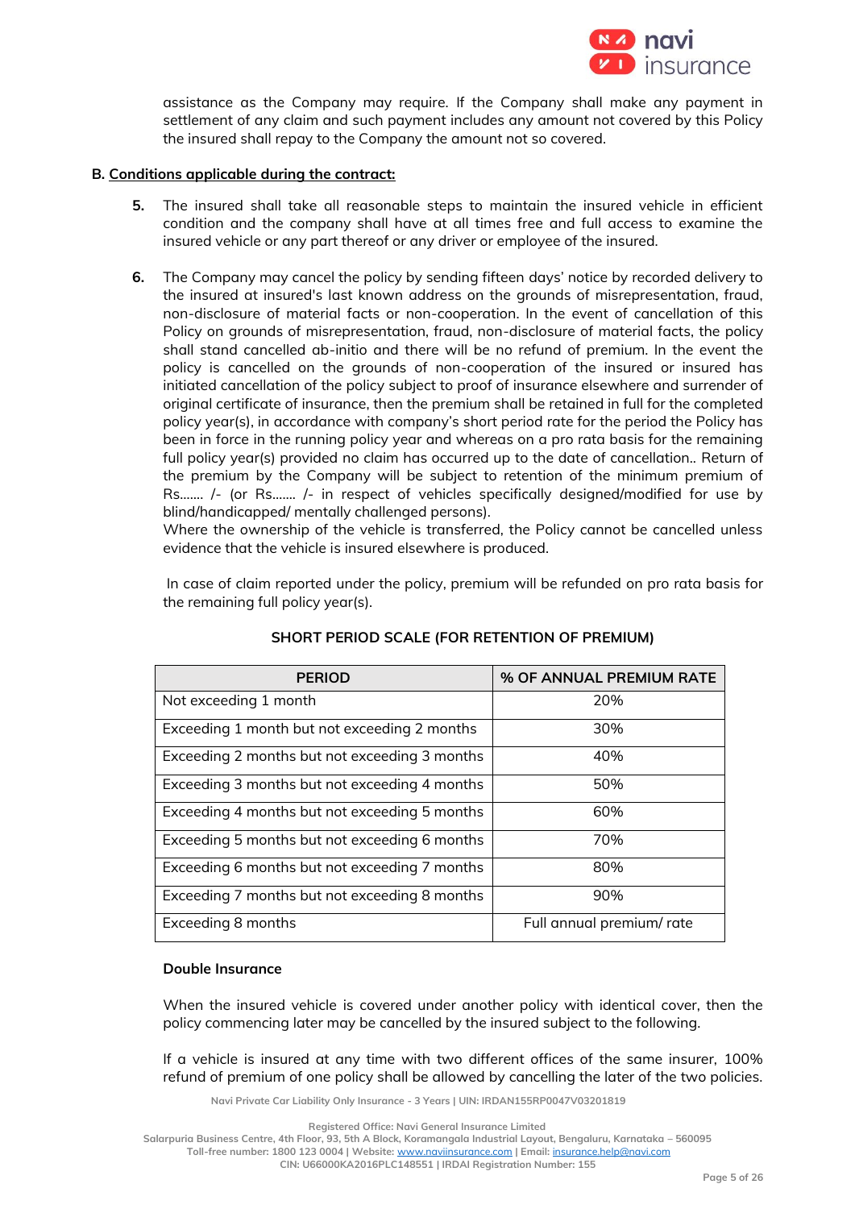assistance as the Company may require. If the Company shall make any payment in settlement of any claim and such payment includes any amount not covered by this Policy the insured shall repay to the Company the amount not so covered.

**B. Conditions applicable during the contract:**

**5.** The insured shall take all reasonable steps to maintain the insured vehicle in efficient condition and the company shall have at all times free and full access to examine the insured vehicle or any part thereof or any driver or employee of the insured.

**6.** The Company may cancel the policy by sending fifteen days' notice by recorded delivery to the insured at insured's last known address on the grounds of misrepresentation, fraud, non-disclosure of material facts or non-cooperation. In the event of cancellation of this Policy on grounds of misrepresentation, fraud, non-disclosure of material facts, the policy shall stand cancelled ab-initio and there will be no refund of premium. In the event the policy is cancelled on the grounds of non-cooperation of the insured or insured has initiated cancellation of the policy subject to proof of insurance elsewhere and surrender of original certificate of insurance, then the premium shall be retained in full for the completed policy year(s), in accordance with company's short period rate for the period the Policy has been in force in the running policy year and whereas on a pro rata basis for the remaining full policy year(s) provided no claim has occurred up to the date of cancellation.. Return of the premium by the Company will be subject to retention of the minimum premium of Rs....... /- (or Rs....... /- in respect of vehicles specifically designed/modified for use by blind/handicapped/ mentally challenged persons).
Where the ownership of the vehicle is transferred, the Policy cannot be cancelled unless evidence that the vehicle is insured elsewhere is produced.

In case of claim reported under the policy, premium will be refunded on pro rata basis for the remaining full policy year(s).

**SHORT PERIOD SCALE (FOR RETENTION OF PREMIUM)**

| PERIOD | % OF ANNUAL PREMIUM RATE |
|---|---|
| Not exceeding 1 month | 20% |
| Exceeding 1 month but not exceeding 2 months | 30% |
| Exceeding 2 months but not exceeding 3 months | 40% |
| Exceeding 3 months but not exceeding 4 months | 50% |
| Exceeding 4 months but not exceeding 5 months | 60% |
| Exceeding 5 months but not exceeding 6 months | 70% |
| Exceeding 6 months but not exceeding 7 months | 80% |
| Exceeding 7 months but not exceeding 8 months | 90% |
| Exceeding 8 months | Full annual premium/ rate |

**Double Insurance**

When the insured vehicle is covered under another policy with identical cover, then the policy commencing later may be cancelled by the insured subject to the following.

If a vehicle is insured at any time with two different offices of the same insurer, 100% refund of premium of one policy shall be allowed by cancelling the later of the two policies.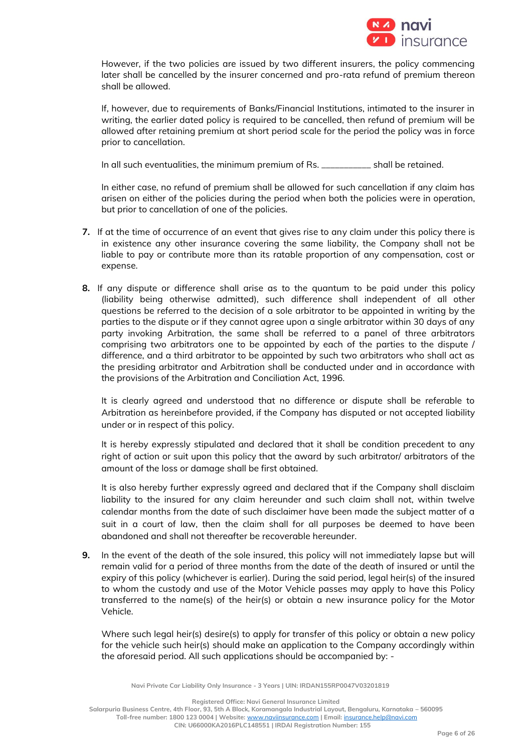However, if the two policies are issued by two different insurers, the policy commencing later shall be cancelled by the insurer concerned and pro-rata refund of premium thereon shall be allowed.

If, however, due to requirements of Banks/Financial Institutions, intimated to the insurer in writing, the earlier dated policy is required to be cancelled, then refund of premium will be allowed after retaining premium at short period scale for the period the policy was in force prior to cancellation.

In all such eventualities, the minimum premium of Rs. ___________ shall be retained.

In either case, no refund of premium shall be allowed for such cancellation if any claim has arisen on either of the policies during the period when both the policies were in operation, but prior to cancellation of one of the policies.

**7.** If at the time of occurrence of an event that gives rise to any claim under this policy there is in existence any other insurance covering the same liability, the Company shall not be liable to pay or contribute more than its ratable proportion of any compensation, cost or expense.

**8.** If any dispute or difference shall arise as to the quantum to be paid under this policy (liability being otherwise admitted), such difference shall independent of all other questions be referred to the decision of a sole arbitrator to be appointed in writing by the parties to the dispute or if they cannot agree upon a single arbitrator within 30 days of any party invoking Arbitration, the same shall be referred to a panel of three arbitrators comprising two arbitrators one to be appointed by each of the parties to the dispute / difference, and a third arbitrator to be appointed by such two arbitrators who shall act as the presiding arbitrator and Arbitration shall be conducted under and in accordance with the provisions of the Arbitration and Conciliation Act, 1996.

It is clearly agreed and understood that no difference or dispute shall be referable to Arbitration as hereinbefore provided, if the Company has disputed or not accepted liability under or in respect of this policy.

It is hereby expressly stipulated and declared that it shall be condition precedent to any right of action or suit upon this policy that the award by such arbitrator/ arbitrators of the amount of the loss or damage shall be first obtained.

It is also hereby further expressly agreed and declared that if the Company shall disclaim liability to the insured for any claim hereunder and such claim shall not, within twelve calendar months from the date of such disclaimer have been made the subject matter of a suit in a court of law, then the claim shall for all purposes be deemed to have been abandoned and shall not thereafter be recoverable hereunder.

**9.** In the event of the death of the sole insured, this policy will not immediately lapse but will remain valid for a period of three months from the date of the death of insured or until the expiry of this policy (whichever is earlier). During the said period, legal heir(s) of the insured to whom the custody and use of the Motor Vehicle passes may apply to have this Policy transferred to the name(s) of the heir(s) or obtain a new insurance policy for the Motor Vehicle.

Where such legal heir(s) desire(s) to apply for transfer of this policy or obtain a new policy for the vehicle such heir(s) should make an application to the Company accordingly within the aforesaid period. All such applications should be accompanied by: -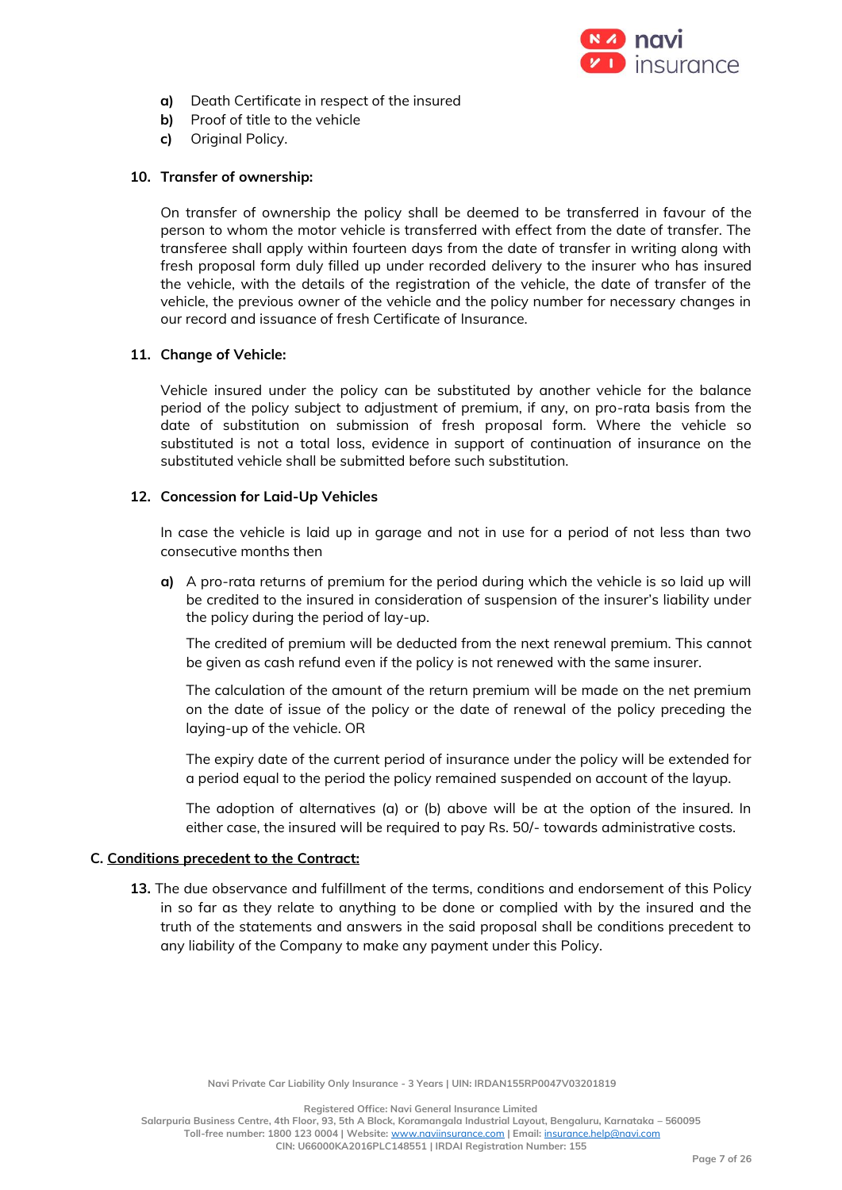- **a)** Death Certificate in respect of the insured
- **b)** Proof of title to the vehicle
- **c)** Original Policy.

**10. Transfer of ownership:**

On transfer of ownership the policy shall be deemed to be transferred in favour of the person to whom the motor vehicle is transferred with effect from the date of transfer. The transferee shall apply within fourteen days from the date of transfer in writing along with fresh proposal form duly filled up under recorded delivery to the insurer who has insured the vehicle, with the details of the registration of the vehicle, the date of transfer of the vehicle, the previous owner of the vehicle and the policy number for necessary changes in our record and issuance of fresh Certificate of Insurance.

**11. Change of Vehicle:**

Vehicle insured under the policy can be substituted by another vehicle for the balance period of the policy subject to adjustment of premium, if any, on pro-rata basis from the date of substitution on submission of fresh proposal form. Where the vehicle so substituted is not a total loss, evidence in support of continuation of insurance on the substituted vehicle shall be submitted before such substitution.

**12. Concession for Laid-Up Vehicles**

In case the vehicle is laid up in garage and not in use for a period of not less than two consecutive months then

**a)** A pro-rata returns of premium for the period during which the vehicle is so laid up will be credited to the insured in consideration of suspension of the insurer's liability under the policy during the period of lay-up.

The credited of premium will be deducted from the next renewal premium. This cannot be given as cash refund even if the policy is not renewed with the same insurer.

The calculation of the amount of the return premium will be made on the net premium on the date of issue of the policy or the date of renewal of the policy preceding the laying-up of the vehicle. OR

The expiry date of the current period of insurance under the policy will be extended for a period equal to the period the policy remained suspended on account of the layup.

The adoption of alternatives (a) or (b) above will be at the option of the insured. In either case, the insured will be required to pay Rs. 50/- towards administrative costs.

### C. <u>Conditions precedent to the Contract:</u>

**13.** The due observance and fulfillment of the terms, conditions and endorsement of this Policy in so far as they relate to anything to be done or complied with by the insured and the truth of the statements and answers in the said proposal shall be conditions precedent to any liability of the Company to make any payment under this Policy.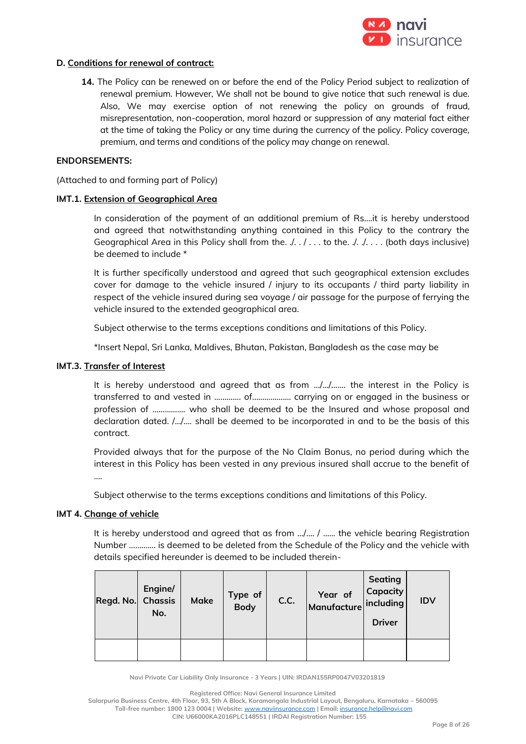### D. Conditions for renewal of contract:

**14.** The Policy can be renewed on or before the end of the Policy Period subject to realization of renewal premium. However, We shall not be bound to give notice that such renewal is due. Also, We may exercise option of not renewing the policy on grounds of fraud, misrepresentation, non-cooperation, moral hazard or suppression of any material fact either at the time of taking the Policy or any time during the currency of the policy. Policy coverage, premium, and terms and conditions of the policy may change on renewal.

**ENDORSEMENTS:**

(Attached to and forming part of Policy)

**IMT.1. Extension of Geographical Area**

In consideration of the payment of an additional premium of Rs....it is hereby understood and agreed that notwithstanding anything contained in this Policy to the contrary the Geographical Area in this Policy shall from the. ./. . / . . . to the. ./. ./. . . . (both days inclusive) be deemed to include *

It is further specifically understood and agreed that such geographical extension excludes cover for damage to the vehicle insured / injury to its occupants / third party liability in respect of the vehicle insured during sea voyage / air passage for the purpose of ferrying the vehicle insured to the extended geographical area.

Subject otherwise to the terms exceptions conditions and limitations of this Policy.

*Insert Nepal, Sri Lanka, Maldives, Bhutan, Pakistan, Bangladesh as the case may be

**IMT.3. Transfer of Interest**

It is hereby understood and agreed that as from .../.../....... the interest in the Policy is transferred to and vested in ............ of.................. carrying on or engaged in the business or profession of ............... who shall be deemed to be the Insured and whose proposal and declaration dated. /.../.... shall be deemed to be incorporated in and to be the basis of this contract.

Provided always that for the purpose of the No Claim Bonus, no period during which the interest in this Policy has been vested in any previous insured shall accrue to the benefit of ....

Subject otherwise to the terms exceptions conditions and limitations of this Policy.

**IMT 4. Change of vehicle**

It is hereby understood and agreed that as from .../.... / ...... the vehicle bearing Registration Number ............ is deemed to be deleted from the Schedule of the Policy and the vehicle with details specified hereunder is deemed to be included therein-

| Regd. No. | Engine/ Chassis No. | Make | Type of Body | C.C. | Year of Manufacture | Seating Capacity including Driver | IDV |
|---|---|---|---|---|---|---|---|
| | | | | | | | |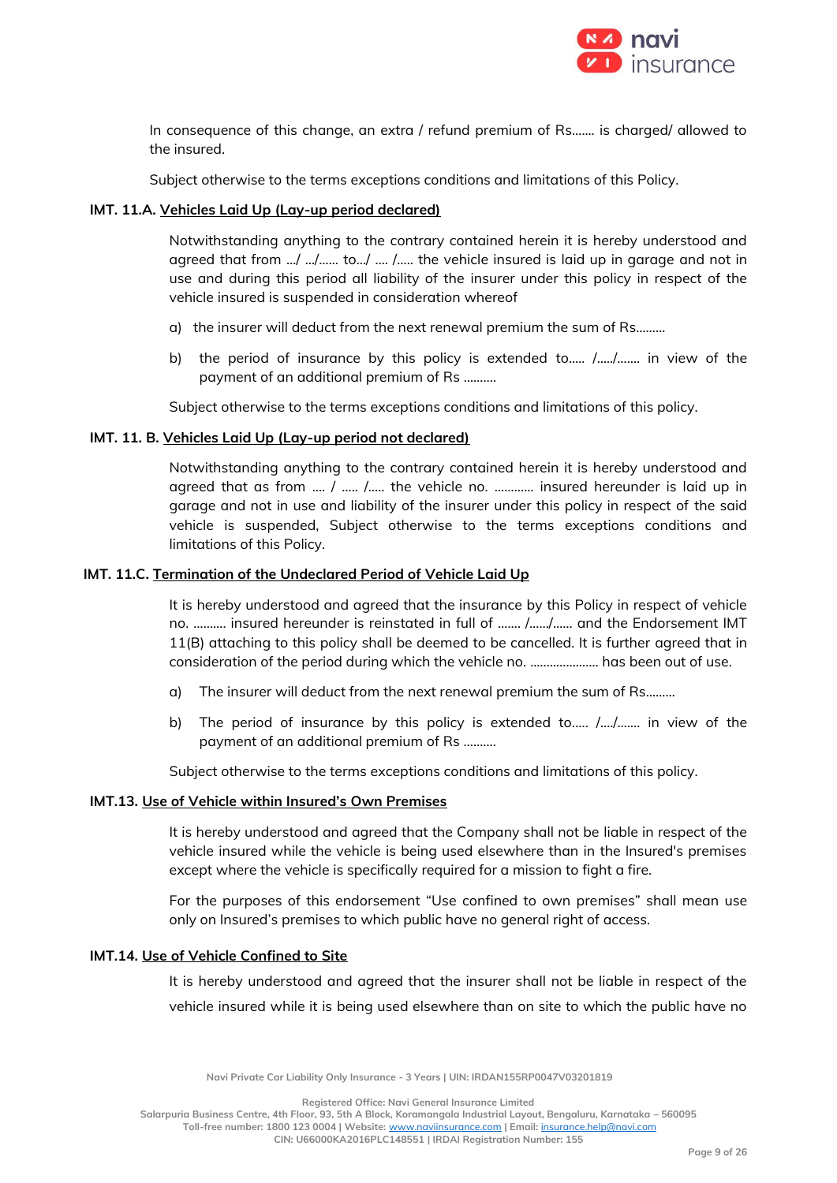In consequence of this change, an extra / refund premium of Rs....... is charged/ allowed to the insured.

Subject otherwise to the terms exceptions conditions and limitations of this Policy.

**IMT. 11.A. Vehicles Laid Up (Lay-up period declared)**

Notwithstanding anything to the contrary contained herein it is hereby understood and agreed that from .../ .../...... to.../ .... /..... the vehicle insured is laid up in garage and not in use and during this period all liability of the insurer under this policy in respect of the vehicle insured is suspended in consideration whereof

a) the insurer will deduct from the next renewal premium the sum of Rs.........

b) the period of insurance by this policy is extended to..... /...../....... in view of the payment of an additional premium of Rs ..........

Subject otherwise to the terms exceptions conditions and limitations of this policy.

**IMT. 11. B. Vehicles Laid Up (Lay-up period not declared)**

Notwithstanding anything to the contrary contained herein it is hereby understood and agreed that as from .... / ..... /..... the vehicle no. ............ insured hereunder is laid up in garage and not in use and liability of the insurer under this policy in respect of the said vehicle is suspended, Subject otherwise to the terms exceptions conditions and limitations of this Policy.

**IMT. 11.C. Termination of the Undeclared Period of Vehicle Laid Up**

It is hereby understood and agreed that the insurance by this Policy in respect of vehicle no. .......... insured hereunder is reinstated in full of ....... /....../...... and the Endorsement IMT 11(B) attaching to this policy shall be deemed to be cancelled. It is further agreed that in consideration of the period during which the vehicle no. ..................... has been out of use.

a) The insurer will deduct from the next renewal premium the sum of Rs.........

b) The period of insurance by this policy is extended to..... /..../....... in view of the payment of an additional premium of Rs ..........

Subject otherwise to the terms exceptions conditions and limitations of this policy.

**IMT.13. Use of Vehicle within Insured's Own Premises**

It is hereby understood and agreed that the Company shall not be liable in respect of the vehicle insured while the vehicle is being used elsewhere than in the Insured's premises except where the vehicle is specifically required for a mission to fight a fire.

For the purposes of this endorsement "Use confined to own premises" shall mean use only on Insured's premises to which public have no general right of access.

**IMT.14. Use of Vehicle Confined to Site**

It is hereby understood and agreed that the insurer shall not be liable in respect of the vehicle insured while it is being used elsewhere than on site to which the public have no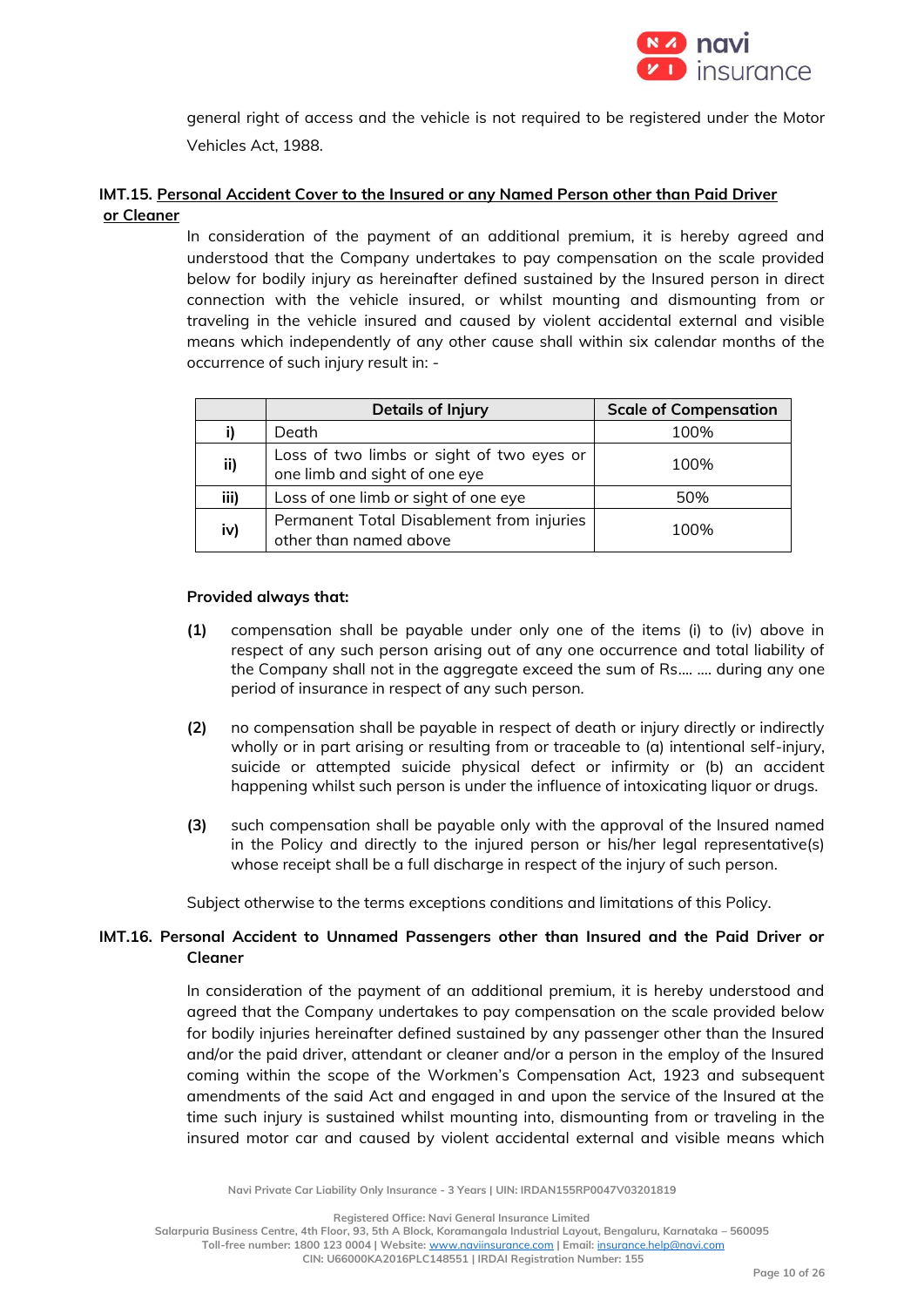general right of access and the vehicle is not required to be registered under the Motor Vehicles Act, 1988.

### IMT.15. Personal Accident Cover to the Insured or any Named Person other than Paid Driver or Cleaner

In consideration of the payment of an additional premium, it is hereby agreed and understood that the Company undertakes to pay compensation on the scale provided below for bodily injury as hereinafter defined sustained by the Insured person in direct connection with the vehicle insured, or whilst mounting and dismounting from or traveling in the vehicle insured and caused by violent accidental external and visible means which independently of any other cause shall within six calendar months of the occurrence of such injury result in: -

| | Details of Injury | Scale of Compensation |
|---|---|---|
| i) | Death | 100% |
| ii) | Loss of two limbs or sight of two eyes or one limb and sight of one eye | 100% |
| iii) | Loss of one limb or sight of one eye | 50% |
| iv) | Permanent Total Disablement from injuries other than named above | 100% |

**Provided always that:**

**(1)** compensation shall be payable under only one of the items (i) to (iv) above in respect of any such person arising out of any one occurrence and total liability of the Company shall not in the aggregate exceed the sum of Rs.... .... during any one period of insurance in respect of any such person.

**(2)** no compensation shall be payable in respect of death or injury directly or indirectly wholly or in part arising or resulting from or traceable to (a) intentional self-injury, suicide or attempted suicide physical defect or infirmity or (b) an accident happening whilst such person is under the influence of intoxicating liquor or drugs.

**(3)** such compensation shall be payable only with the approval of the Insured named in the Policy and directly to the injured person or his/her legal representative(s) whose receipt shall be a full discharge in respect of the injury of such person.

Subject otherwise to the terms exceptions conditions and limitations of this Policy.

### IMT.16. Personal Accident to Unnamed Passengers other than Insured and the Paid Driver or Cleaner

In consideration of the payment of an additional premium, it is hereby understood and agreed that the Company undertakes to pay compensation on the scale provided below for bodily injuries hereinafter defined sustained by any passenger other than the Insured and/or the paid driver, attendant or cleaner and/or a person in the employ of the Insured coming within the scope of the Workmen's Compensation Act, 1923 and subsequent amendments of the said Act and engaged in and upon the service of the Insured at the time such injury is sustained whilst mounting into, dismounting from or traveling in the insured motor car and caused by violent accidental external and visible means which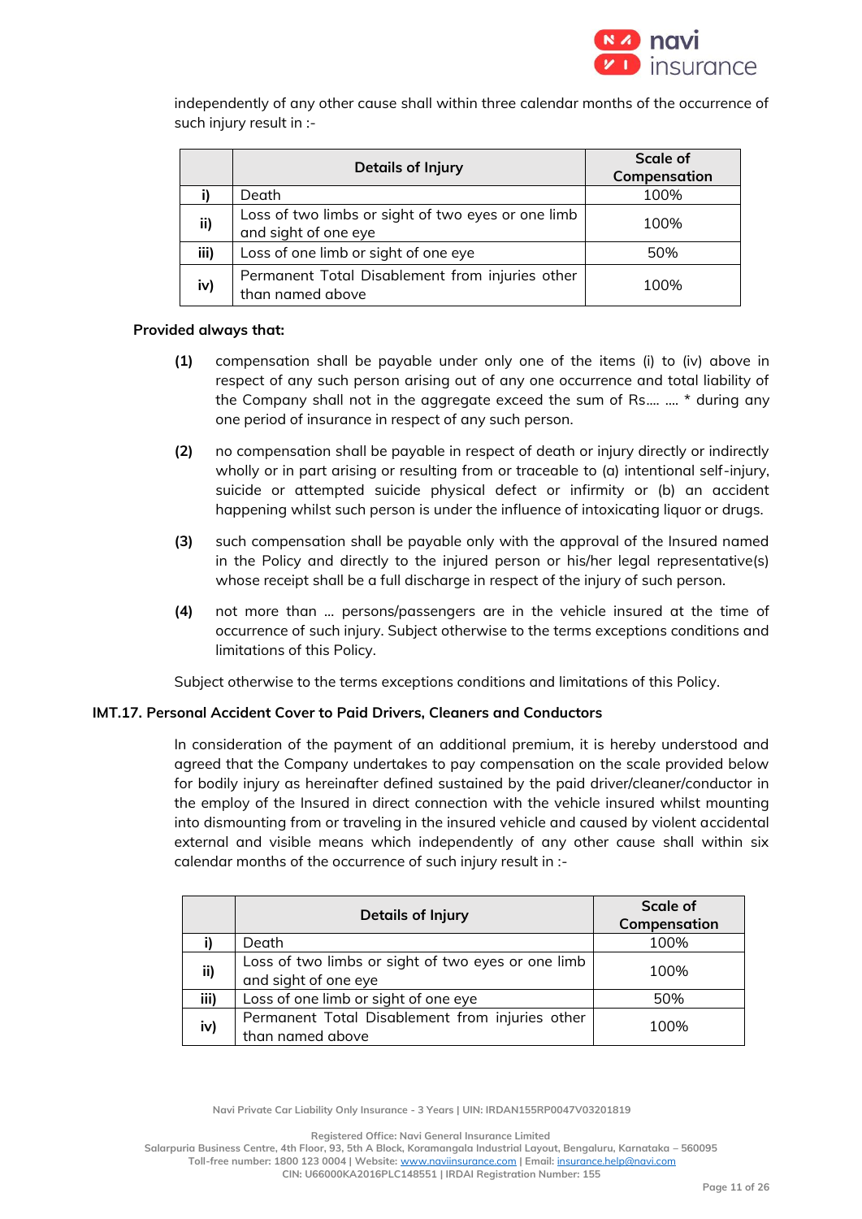independently of any other cause shall within three calendar months of the occurrence of such injury result in :-

| | Details of Injury | Scale of Compensation |
|---|---|---|
| i) | Death | 100% |
| ii) | Loss of two limbs or sight of two eyes or one limb and sight of one eye | 100% |
| iii) | Loss of one limb or sight of one eye | 50% |
| iv) | Permanent Total Disablement from injuries other than named above | 100% |

**Provided always that:**

**(1)** compensation shall be payable under only one of the items (i) to (iv) above in respect of any such person arising out of any one occurrence and total liability of the Company shall not in the aggregate exceed the sum of Rs.... .... * during any one period of insurance in respect of any such person.

**(2)** no compensation shall be payable in respect of death or injury directly or indirectly wholly or in part arising or resulting from or traceable to (a) intentional self-injury, suicide or attempted suicide physical defect or infirmity or (b) an accident happening whilst such person is under the influence of intoxicating liquor or drugs.

**(3)** such compensation shall be payable only with the approval of the Insured named in the Policy and directly to the injured person or his/her legal representative(s) whose receipt shall be a full discharge in respect of the injury of such person.

**(4)** not more than ... persons/passengers are in the vehicle insured at the time of occurrence of such injury. Subject otherwise to the terms exceptions conditions and limitations of this Policy.

Subject otherwise to the terms exceptions conditions and limitations of this Policy.

**IMT.17. Personal Accident Cover to Paid Drivers, Cleaners and Conductors**

In consideration of the payment of an additional premium, it is hereby understood and agreed that the Company undertakes to pay compensation on the scale provided below for bodily injury as hereinafter defined sustained by the paid driver/cleaner/conductor in the employ of the Insured in direct connection with the vehicle insured whilst mounting into dismounting from or traveling in the insured vehicle and caused by violent accidental external and visible means which independently of any other cause shall within six calendar months of the occurrence of such injury result in :-

| | Details of Injury | Scale of Compensation |
|---|---|---|
| i) | Death | 100% |
| ii) | Loss of two limbs or sight of two eyes or one limb and sight of one eye | 100% |
| iii) | Loss of one limb or sight of one eye | 50% |
| iv) | Permanent Total Disablement from injuries other than named above | 100% |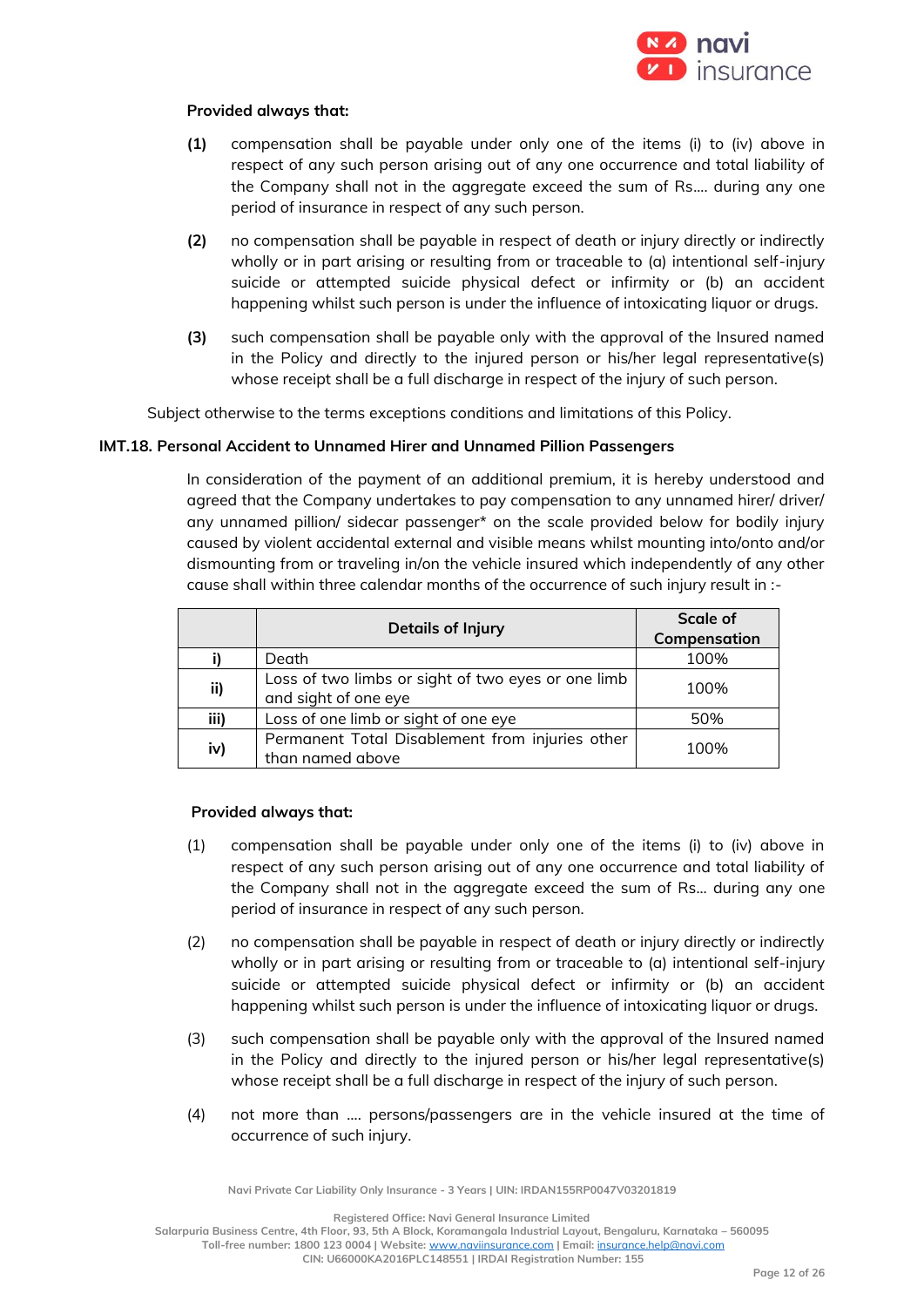**Provided always that:**

**(1)** compensation shall be payable under only one of the items (i) to (iv) above in respect of any such person arising out of any one occurrence and total liability of the Company shall not in the aggregate exceed the sum of Rs.... during any one period of insurance in respect of any such person.

**(2)** no compensation shall be payable in respect of death or injury directly or indirectly wholly or in part arising or resulting from or traceable to (a) intentional self-injury suicide or attempted suicide physical defect or infirmity or (b) an accident happening whilst such person is under the influence of intoxicating liquor or drugs.

**(3)** such compensation shall be payable only with the approval of the Insured named in the Policy and directly to the injured person or his/her legal representative(s) whose receipt shall be a full discharge in respect of the injury of such person.

Subject otherwise to the terms exceptions conditions and limitations of this Policy.

### IMT.18. Personal Accident to Unnamed Hirer and Unnamed Pillion Passengers

In consideration of the payment of an additional premium, it is hereby understood and agreed that the Company undertakes to pay compensation to any unnamed hirer/ driver/ any unnamed pillion/ sidecar passenger* on the scale provided below for bodily injury caused by violent accidental external and visible means whilst mounting into/onto and/or dismounting from or traveling in/on the vehicle insured which independently of any other cause shall within three calendar months of the occurrence of such injury result in :-

| | Details of Injury | Scale of Compensation |
|---|---|---|
| i) | Death | 100% |
| ii) | Loss of two limbs or sight of two eyes or one limb and sight of one eye | 100% |
| iii) | Loss of one limb or sight of one eye | 50% |
| iv) | Permanent Total Disablement from injuries other than named above | 100% |

**Provided always that:**

(1) compensation shall be payable under only one of the items (i) to (iv) above in respect of any such person arising out of any one occurrence and total liability of the Company shall not in the aggregate exceed the sum of Rs... during any one period of insurance in respect of any such person.

(2) no compensation shall be payable in respect of death or injury directly or indirectly wholly or in part arising or resulting from or traceable to (a) intentional self-injury suicide or attempted suicide physical defect or infirmity or (b) an accident happening whilst such person is under the influence of intoxicating liquor or drugs.

(3) such compensation shall be payable only with the approval of the Insured named in the Policy and directly to the injured person or his/her legal representative(s) whose receipt shall be a full discharge in respect of the injury of such person.

(4) not more than .... persons/passengers are in the vehicle insured at the time of occurrence of such injury.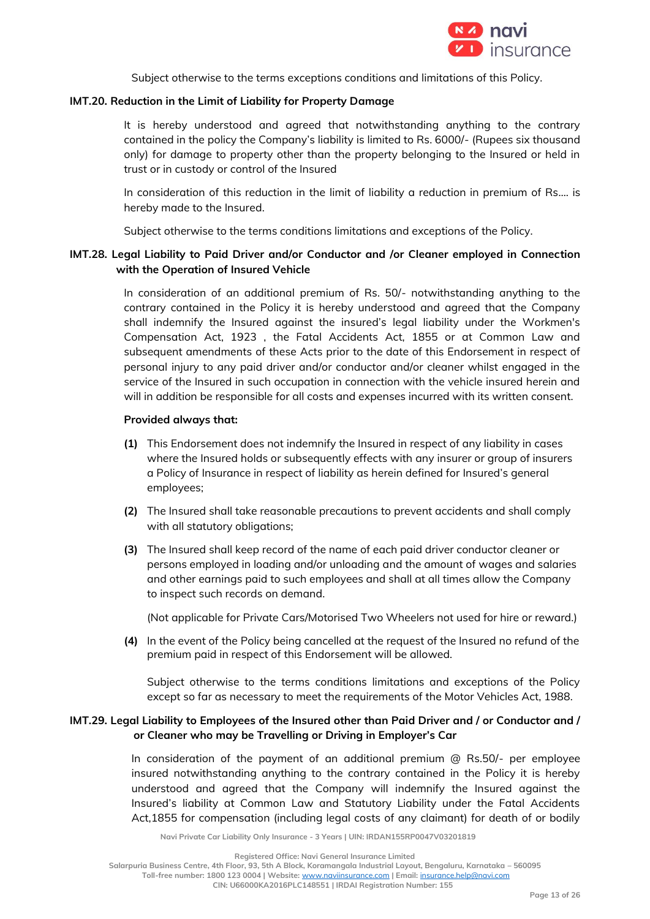Subject otherwise to the terms exceptions conditions and limitations of this Policy.

### IMT.20. Reduction in the Limit of Liability for Property Damage

It is hereby understood and agreed that notwithstanding anything to the contrary contained in the policy the Company's liability is limited to Rs. 6000/- (Rupees six thousand only) for damage to property other than the property belonging to the Insured or held in trust or in custody or control of the Insured

In consideration of this reduction in the limit of liability a reduction in premium of Rs.... is hereby made to the Insured.

Subject otherwise to the terms conditions limitations and exceptions of the Policy.

### IMT.28. Legal Liability to Paid Driver and/or Conductor and /or Cleaner employed in Connection with the Operation of Insured Vehicle

In consideration of an additional premium of Rs. 50/- notwithstanding anything to the contrary contained in the Policy it is hereby understood and agreed that the Company shall indemnify the Insured against the insured's legal liability under the Workmen's Compensation Act, 1923 , the Fatal Accidents Act, 1855 or at Common Law and subsequent amendments of these Acts prior to the date of this Endorsement in respect of personal injury to any paid driver and/or conductor and/or cleaner whilst engaged in the service of the Insured in such occupation in connection with the vehicle insured herein and will in addition be responsible for all costs and expenses incurred with its written consent.

**Provided always that:**

**(1)** This Endorsement does not indemnify the Insured in respect of any liability in cases where the Insured holds or subsequently effects with any insurer or group of insurers a Policy of Insurance in respect of liability as herein defined for Insured's general employees;

**(2)** The Insured shall take reasonable precautions to prevent accidents and shall comply with all statutory obligations;

**(3)** The Insured shall keep record of the name of each paid driver conductor cleaner or persons employed in loading and/or unloading and the amount of wages and salaries and other earnings paid to such employees and shall at all times allow the Company to inspect such records on demand.

(Not applicable for Private Cars/Motorised Two Wheelers not used for hire or reward.)

**(4)** In the event of the Policy being cancelled at the request of the Insured no refund of the premium paid in respect of this Endorsement will be allowed.

Subject otherwise to the terms conditions limitations and exceptions of the Policy except so far as necessary to meet the requirements of the Motor Vehicles Act, 1988.

### IMT.29. Legal Liability to Employees of the Insured other than Paid Driver and / or Conductor and / or Cleaner who may be Travelling or Driving in Employer's Car

In consideration of the payment of an additional premium @ Rs.50/- per employee insured notwithstanding anything to the contrary contained in the Policy it is hereby understood and agreed that the Company will indemnify the Insured against the Insured's liability at Common Law and Statutory Liability under the Fatal Accidents Act,1855 for compensation (including legal costs of any claimant) for death of or bodily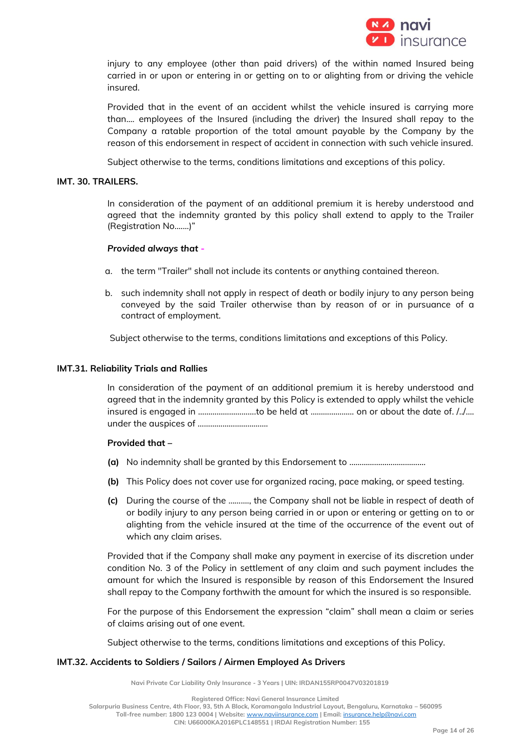injury to any employee (other than paid drivers) of the within named Insured being carried in or upon or entering in or getting on to or alighting from or driving the vehicle insured.

Provided that in the event of an accident whilst the vehicle insured is carrying more than.... employees of the Insured (including the driver) the Insured shall repay to the Company a ratable proportion of the total amount payable by the Company by the reason of this endorsement in respect of accident in connection with such vehicle insured.

Subject otherwise to the terms, conditions limitations and exceptions of this policy.

**IMT. 30. TRAILERS.**

In consideration of the payment of an additional premium it is hereby understood and agreed that the indemnity granted by this policy shall extend to apply to the Trailer (Registration No.......)"

***Provided always that -***

a. the term "Trailer" shall not include its contents or anything contained thereon.

b. such indemnity shall not apply in respect of death or bodily injury to any person being conveyed by the said Trailer otherwise than by reason of or in pursuance of a contract of employment.

Subject otherwise to the terms, conditions limitations and exceptions of this Policy.

**IMT.31. Reliability Trials and Rallies**

In consideration of the payment of an additional premium it is hereby understood and agreed that in the indemnity granted by this Policy is extended to apply whilst the vehicle insured is engaged in ............................to be held at ..................... on or about the date of. /../.... under the auspices of ..................................

**Provided that –**

**(a)** No indemnity shall be granted by this Endorsement to .....................................

**(b)** This Policy does not cover use for organized racing, pace making, or speed testing.

**(c)** During the course of the .........., the Company shall not be liable in respect of death of or bodily injury to any person being carried in or upon or entering or getting on to or alighting from the vehicle insured at the time of the occurrence of the event out of which any claim arises.

Provided that if the Company shall make any payment in exercise of its discretion under condition No. 3 of the Policy in settlement of any claim and such payment includes the amount for which the Insured is responsible by reason of this Endorsement the Insured shall repay to the Company forthwith the amount for which the insured is so responsible.

For the purpose of this Endorsement the expression "claim" shall mean a claim or series of claims arising out of one event.

Subject otherwise to the terms, conditions limitations and exceptions of this Policy.

**IMT.32. Accidents to Soldiers / Sailors / Airmen Employed As Drivers**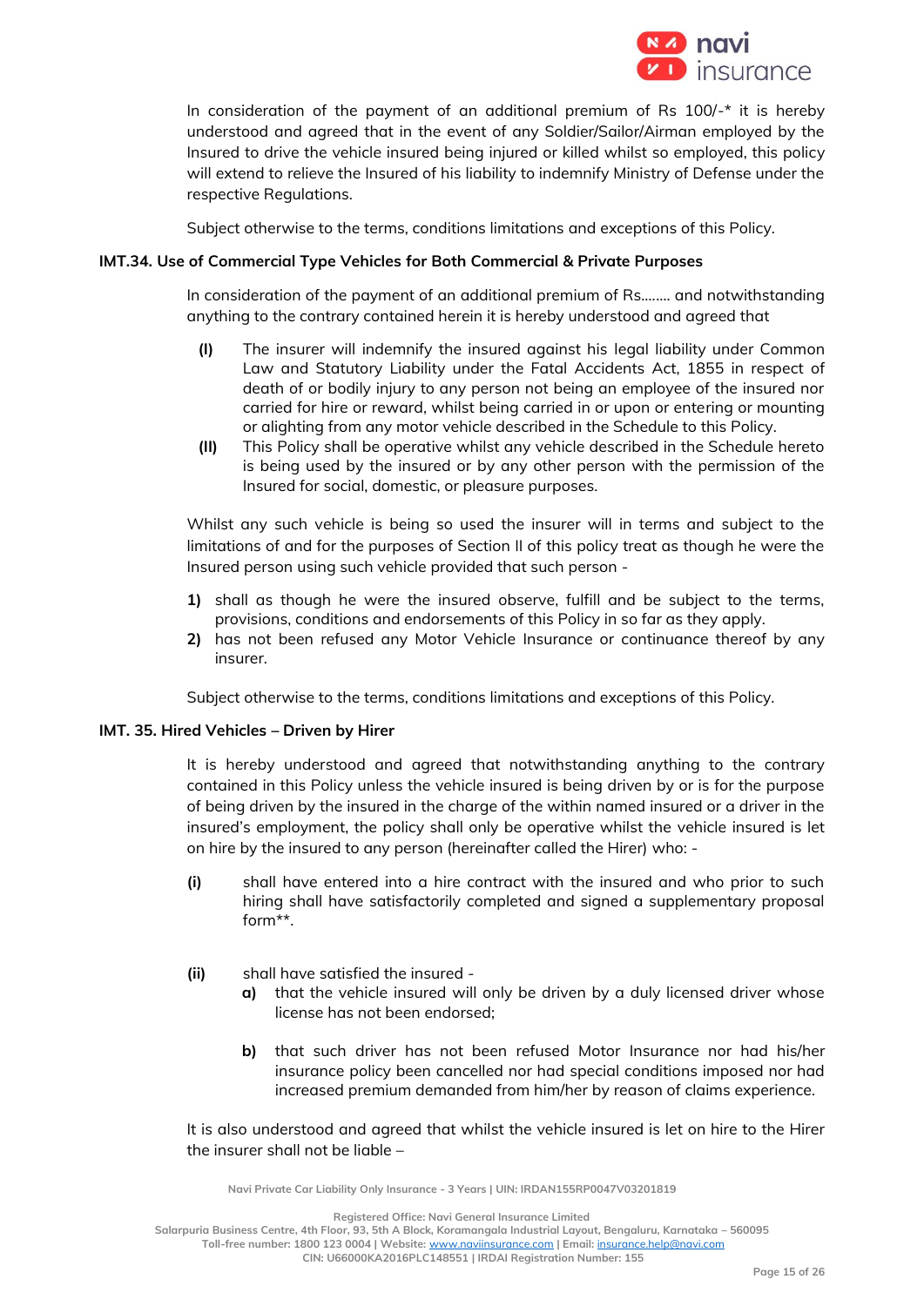In consideration of the payment of an additional premium of Rs 100/-* it is hereby understood and agreed that in the event of any Soldier/Sailor/Airman employed by the Insured to drive the vehicle insured being injured or killed whilst so employed, this policy will extend to relieve the Insured of his liability to indemnify Ministry of Defense under the respective Regulations.

Subject otherwise to the terms, conditions limitations and exceptions of this Policy.

### IMT.34. Use of Commercial Type Vehicles for Both Commercial & Private Purposes

In consideration of the payment of an additional premium of Rs........ and notwithstanding anything to the contrary contained herein it is hereby understood and agreed that

- **(I)** The insurer will indemnify the insured against his legal liability under Common Law and Statutory Liability under the Fatal Accidents Act, 1855 in respect of death of or bodily injury to any person not being an employee of the insured nor carried for hire or reward, whilst being carried in or upon or entering or mounting or alighting from any motor vehicle described in the Schedule to this Policy.
- **(II)** This Policy shall be operative whilst any vehicle described in the Schedule hereto is being used by the insured or by any other person with the permission of the Insured for social, domestic, or pleasure purposes.

Whilst any such vehicle is being so used the insurer will in terms and subject to the limitations of and for the purposes of Section II of this policy treat as though he were the Insured person using such vehicle provided that such person -

1) shall as though he were the insured observe, fulfill and be subject to the terms, provisions, conditions and endorsements of this Policy in so far as they apply.
2) has not been refused any Motor Vehicle Insurance or continuance thereof by any insurer.

Subject otherwise to the terms, conditions limitations and exceptions of this Policy.

### IMT. 35. Hired Vehicles – Driven by Hirer

It is hereby understood and agreed that notwithstanding anything to the contrary contained in this Policy unless the vehicle insured is being driven by or is for the purpose of being driven by the insured in the charge of the within named insured or a driver in the insured's employment, the policy shall only be operative whilst the vehicle insured is let on hire by the insured to any person (hereinafter called the Hirer) who: -

- **(i)** shall have entered into a hire contract with the insured and who prior to such hiring shall have satisfactorily completed and signed a supplementary proposal form**.
- **(ii)** shall have satisfied the insured -
  - **a)** that the vehicle insured will only be driven by a duly licensed driver whose license has not been endorsed;
  - **b)** that such driver has not been refused Motor Insurance nor had his/her insurance policy been cancelled nor had special conditions imposed nor had increased premium demanded from him/her by reason of claims experience.

It is also understood and agreed that whilst the vehicle insured is let on hire to the Hirer the insurer shall not be liable –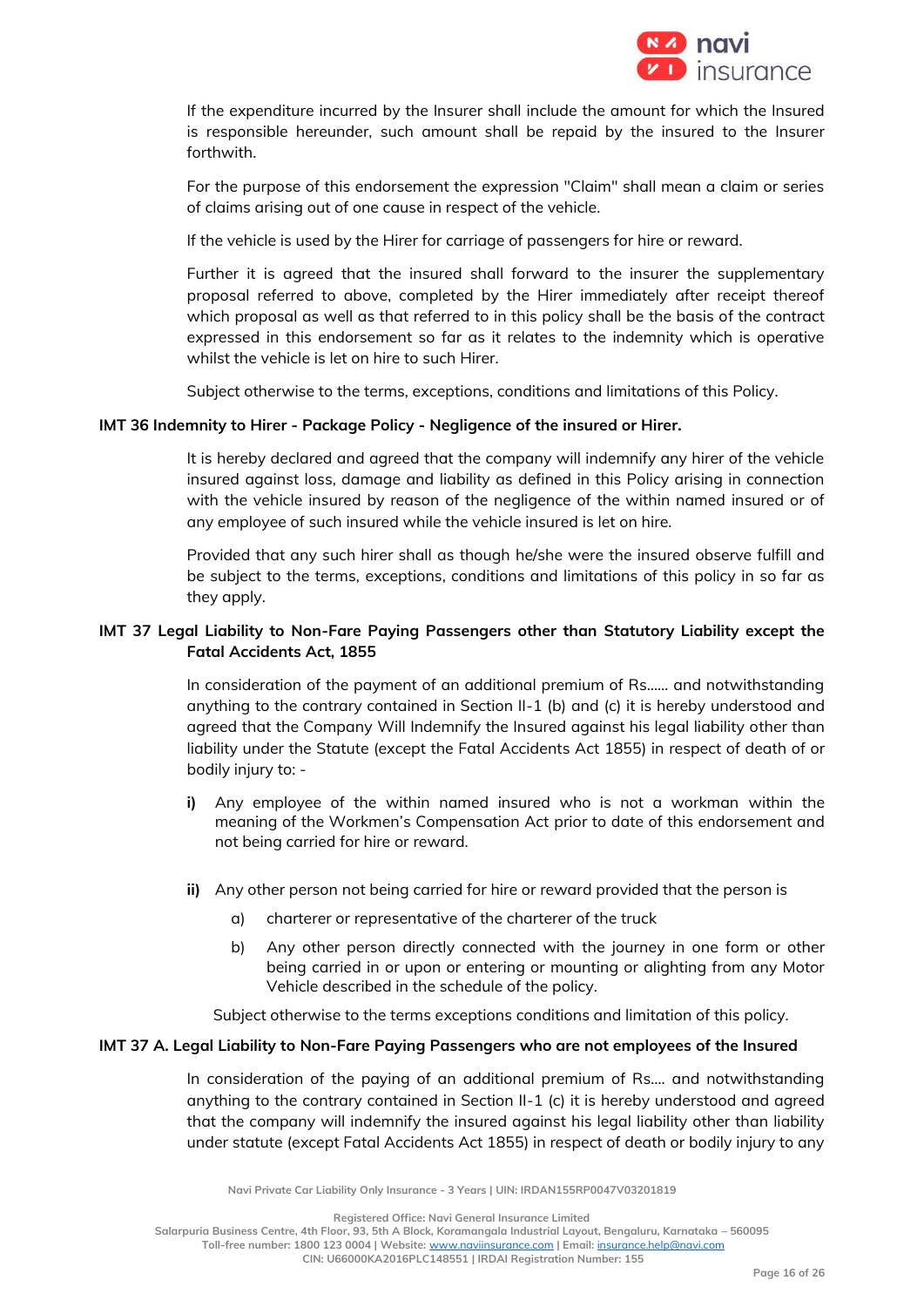If the expenditure incurred by the Insurer shall include the amount for which the Insured is responsible hereunder, such amount shall be repaid by the insured to the Insurer forthwith.

For the purpose of this endorsement the expression "Claim" shall mean a claim or series of claims arising out of one cause in respect of the vehicle.

If the vehicle is used by the Hirer for carriage of passengers for hire or reward.

Further it is agreed that the insured shall forward to the insurer the supplementary proposal referred to above, completed by the Hirer immediately after receipt thereof which proposal as well as that referred to in this policy shall be the basis of the contract expressed in this endorsement so far as it relates to the indemnity which is operative whilst the vehicle is let on hire to such Hirer.

Subject otherwise to the terms, exceptions, conditions and limitations of this Policy.

**IMT 36 Indemnity to Hirer - Package Policy - Negligence of the insured or Hirer.**

It is hereby declared and agreed that the company will indemnify any hirer of the vehicle insured against loss, damage and liability as defined in this Policy arising in connection with the vehicle insured by reason of the negligence of the within named insured or of any employee of such insured while the vehicle insured is let on hire.

Provided that any such hirer shall as though he/she were the insured observe fulfill and be subject to the terms, exceptions, conditions and limitations of this policy in so far as they apply.

**IMT 37 Legal Liability to Non-Fare Paying Passengers other than Statutory Liability except the Fatal Accidents Act, 1855**

In consideration of the payment of an additional premium of Rs...... and notwithstanding anything to the contrary contained in Section II-1 (b) and (c) it is hereby understood and agreed that the Company Will Indemnify the Insured against his legal liability other than liability under the Statute (except the Fatal Accidents Act 1855) in respect of death of or bodily injury to: -

**i)** Any employee of the within named insured who is not a workman within the meaning of the Workmen's Compensation Act prior to date of this endorsement and not being carried for hire or reward.

**ii)** Any other person not being carried for hire or reward provided that the person is

a) charterer or representative of the charterer of the truck

b) Any other person directly connected with the journey in one form or other being carried in or upon or entering or mounting or alighting from any Motor Vehicle described in the schedule of the policy.

Subject otherwise to the terms exceptions conditions and limitation of this policy.

**IMT 37 A. Legal Liability to Non-Fare Paying Passengers who are not employees of the Insured**

In consideration of the paying of an additional premium of Rs.... and notwithstanding anything to the contrary contained in Section II-1 (c) it is hereby understood and agreed that the company will indemnify the insured against his legal liability other than liability under statute (except Fatal Accidents Act 1855) in respect of death or bodily injury to any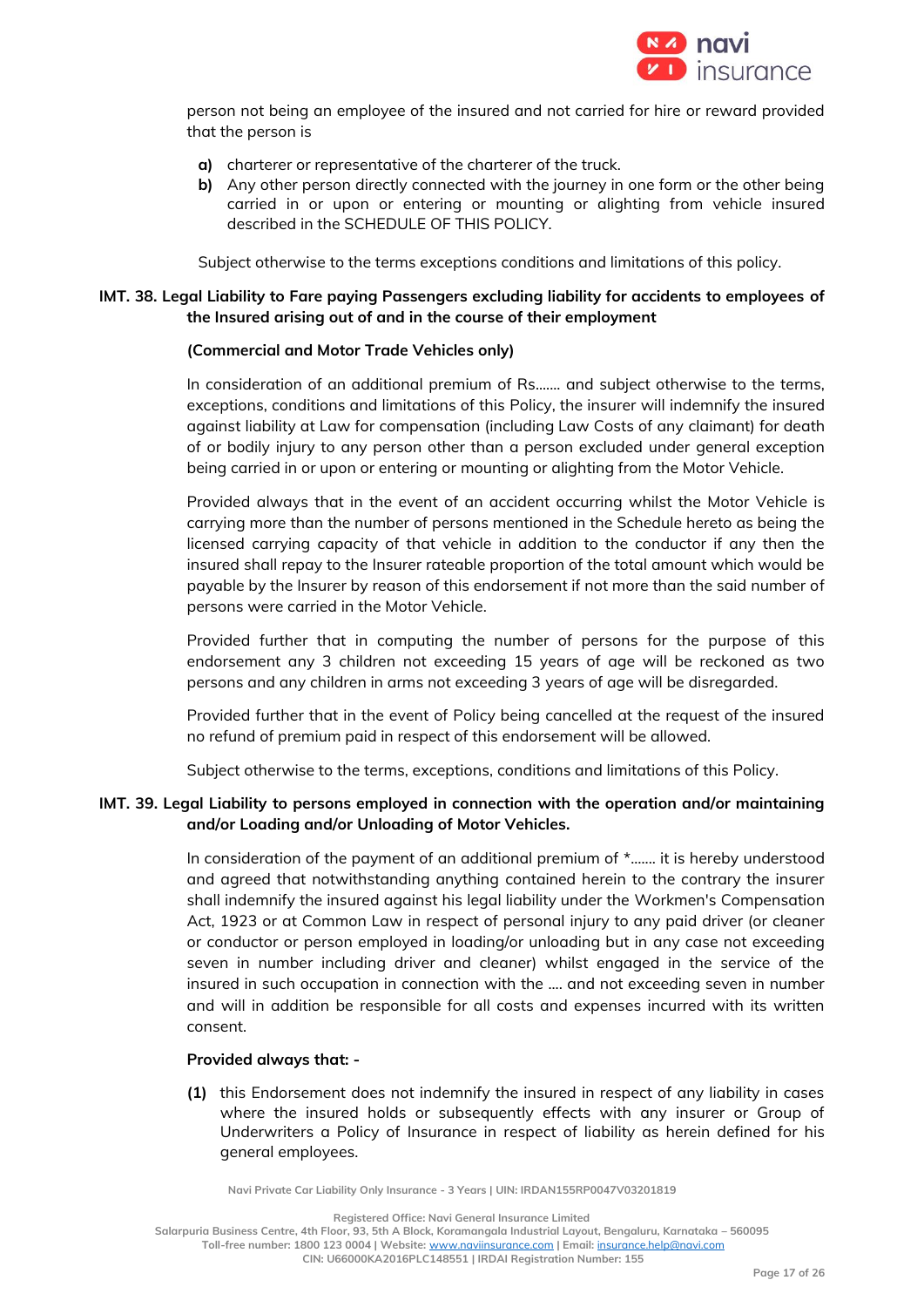person not being an employee of the insured and not carried for hire or reward provided that the person is

**a)** charterer or representative of the charterer of the truck.

**b)** Any other person directly connected with the journey in one form or the other being carried in or upon or entering or mounting or alighting from vehicle insured described in the SCHEDULE OF THIS POLICY.

Subject otherwise to the terms exceptions conditions and limitations of this policy.

**IMT. 38. Legal Liability to Fare paying Passengers excluding liability for accidents to employees of the Insured arising out of and in the course of their employment**

**(Commercial and Motor Trade Vehicles only)**

In consideration of an additional premium of Rs……. and subject otherwise to the terms, exceptions, conditions and limitations of this Policy, the insurer will indemnify the insured against liability at Law for compensation (including Law Costs of any claimant) for death of or bodily injury to any person other than a person excluded under general exception being carried in or upon or entering or mounting or alighting from the Motor Vehicle.

Provided always that in the event of an accident occurring whilst the Motor Vehicle is carrying more than the number of persons mentioned in the Schedule hereto as being the licensed carrying capacity of that vehicle in addition to the conductor if any then the insured shall repay to the Insurer rateable proportion of the total amount which would be payable by the Insurer by reason of this endorsement if not more than the said number of persons were carried in the Motor Vehicle.

Provided further that in computing the number of persons for the purpose of this endorsement any 3 children not exceeding 15 years of age will be reckoned as two persons and any children in arms not exceeding 3 years of age will be disregarded.

Provided further that in the event of Policy being cancelled at the request of the insured no refund of premium paid in respect of this endorsement will be allowed.

Subject otherwise to the terms, exceptions, conditions and limitations of this Policy.

**IMT. 39. Legal Liability to persons employed in connection with the operation and/or maintaining and/or Loading and/or Unloading of Motor Vehicles.**

In consideration of the payment of an additional premium of *……. it is hereby understood and agreed that notwithstanding anything contained herein to the contrary the insurer shall indemnify the insured against his legal liability under the Workmen's Compensation Act, 1923 or at Common Law in respect of personal injury to any paid driver (or cleaner or conductor or person employed in loading/or unloading but in any case not exceeding seven in number including driver and cleaner) whilst engaged in the service of the insured in such occupation in connection with the …. and not exceeding seven in number and will in addition be responsible for all costs and expenses incurred with its written consent.

**Provided always that: -**

**(1)** this Endorsement does not indemnify the insured in respect of any liability in cases where the insured holds or subsequently effects with any insurer or Group of Underwriters a Policy of Insurance in respect of liability as herein defined for his general employees.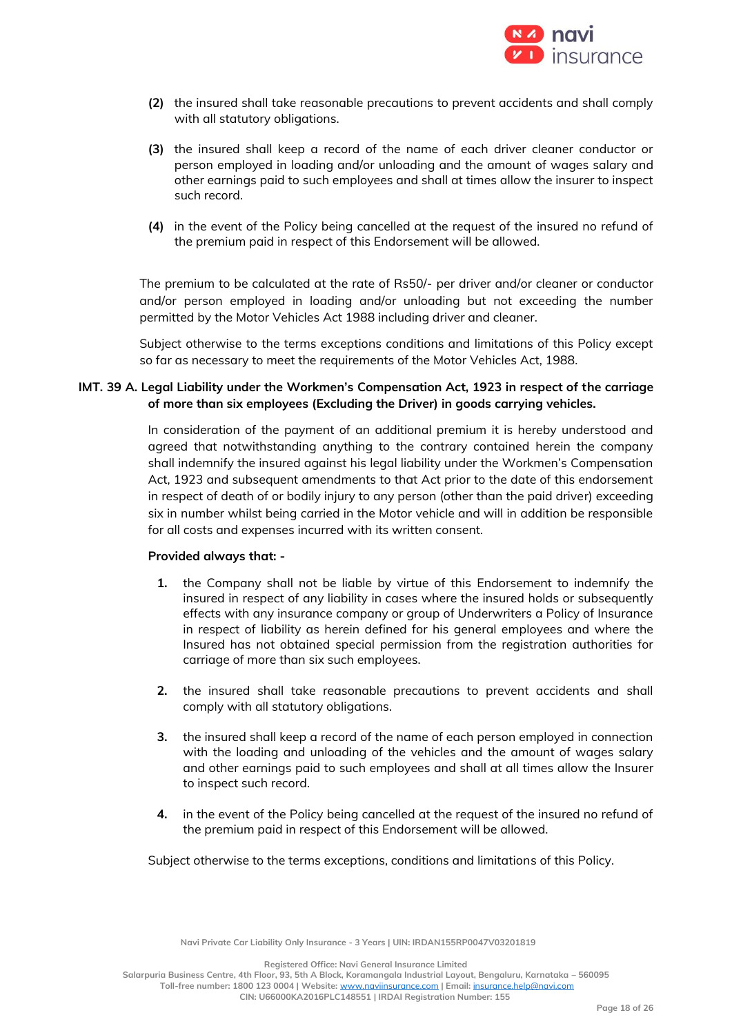**(2)** the insured shall take reasonable precautions to prevent accidents and shall comply with all statutory obligations.

**(3)** the insured shall keep a record of the name of each driver cleaner conductor or person employed in loading and/or unloading and the amount of wages salary and other earnings paid to such employees and shall at times allow the insurer to inspect such record.

**(4)** in the event of the Policy being cancelled at the request of the insured no refund of the premium paid in respect of this Endorsement will be allowed.

The premium to be calculated at the rate of Rs50/- per driver and/or cleaner or conductor and/or person employed in loading and/or unloading but not exceeding the number permitted by the Motor Vehicles Act 1988 including driver and cleaner.

Subject otherwise to the terms exceptions conditions and limitations of this Policy except so far as necessary to meet the requirements of the Motor Vehicles Act, 1988.

### IMT. 39 A. Legal Liability under the Workmen's Compensation Act, 1923 in respect of the carriage of more than six employees (Excluding the Driver) in goods carrying vehicles.

In consideration of the payment of an additional premium it is hereby understood and agreed that notwithstanding anything to the contrary contained herein the company shall indemnify the insured against his legal liability under the Workmen's Compensation Act, 1923 and subsequent amendments to that Act prior to the date of this endorsement in respect of death of or bodily injury to any person (other than the paid driver) exceeding six in number whilst being carried in the Motor vehicle and will in addition be responsible for all costs and expenses incurred with its written consent.

**Provided always that: -**

1. the Company shall not be liable by virtue of this Endorsement to indemnify the insured in respect of any liability in cases where the insured holds or subsequently effects with any insurance company or group of Underwriters a Policy of Insurance in respect of liability as herein defined for his general employees and where the Insured has not obtained special permission from the registration authorities for carriage of more than six such employees.

2. the insured shall take reasonable precautions to prevent accidents and shall comply with all statutory obligations.

3. the insured shall keep a record of the name of each person employed in connection with the loading and unloading of the vehicles and the amount of wages salary and other earnings paid to such employees and shall at all times allow the Insurer to inspect such record.

4. in the event of the Policy being cancelled at the request of the insured no refund of the premium paid in respect of this Endorsement will be allowed.

Subject otherwise to the terms exceptions, conditions and limitations of this Policy.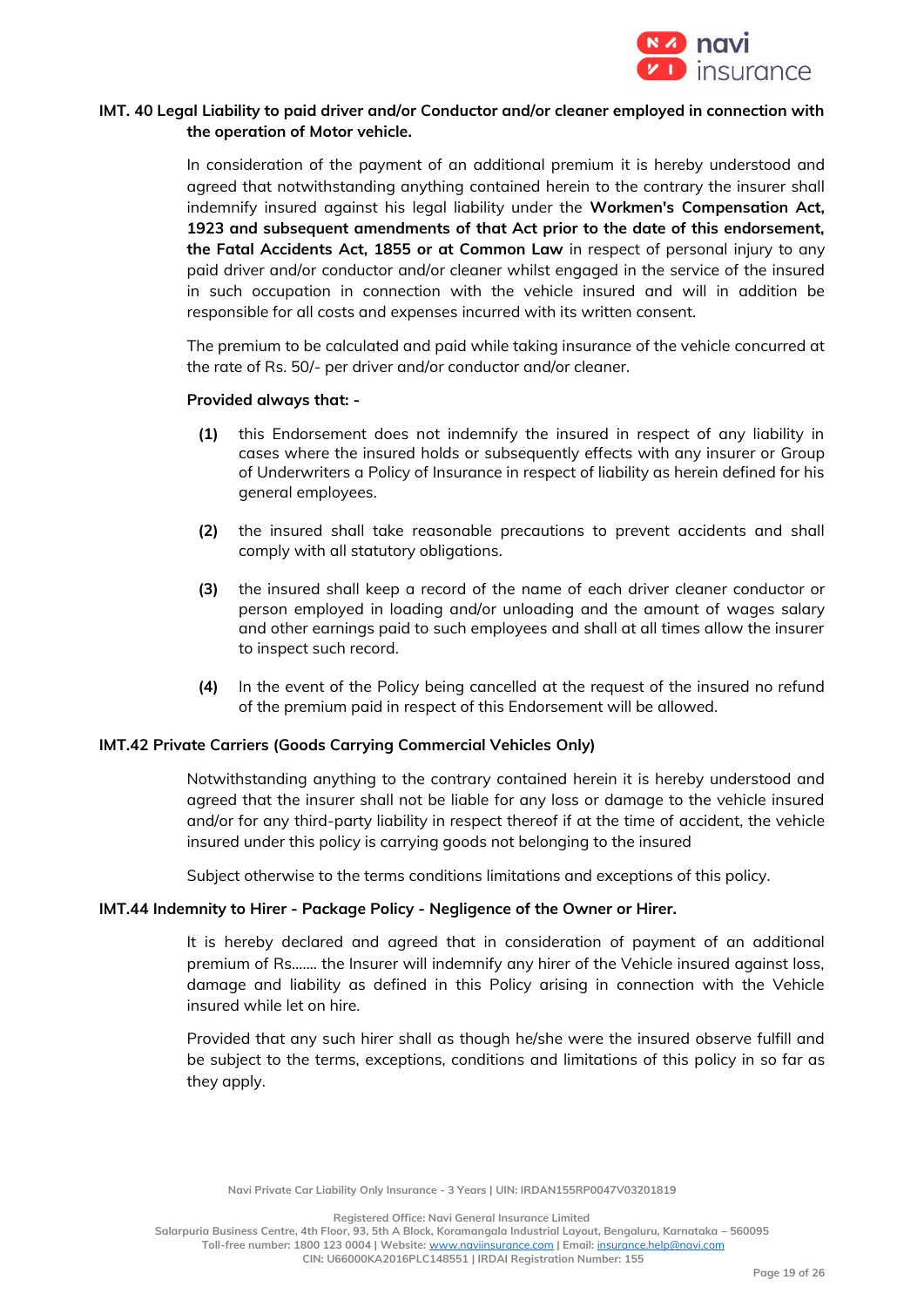**IMT. 40 Legal Liability to paid driver and/or Conductor and/or cleaner employed in connection with the operation of Motor vehicle.**

In consideration of the payment of an additional premium it is hereby understood and agreed that notwithstanding anything contained herein to the contrary the insurer shall indemnify insured against his legal liability under the **Workmen's Compensation Act, 1923 and subsequent amendments of that Act prior to the date of this endorsement, the Fatal Accidents Act, 1855 or at Common Law** in respect of personal injury to any paid driver and/or conductor and/or cleaner whilst engaged in the service of the insured in such occupation in connection with the vehicle insured and will in addition be responsible for all costs and expenses incurred with its written consent.

The premium to be calculated and paid while taking insurance of the vehicle concurred at the rate of Rs. 50/- per driver and/or conductor and/or cleaner.

**Provided always that: -**

**(1)** this Endorsement does not indemnify the insured in respect of any liability in cases where the insured holds or subsequently effects with any insurer or Group of Underwriters a Policy of Insurance in respect of liability as herein defined for his general employees.

**(2)** the insured shall take reasonable precautions to prevent accidents and shall comply with all statutory obligations.

**(3)** the insured shall keep a record of the name of each driver cleaner conductor or person employed in loading and/or unloading and the amount of wages salary and other earnings paid to such employees and shall at all times allow the insurer to inspect such record.

**(4)** In the event of the Policy being cancelled at the request of the insured no refund of the premium paid in respect of this Endorsement will be allowed.

**IMT.42 Private Carriers (Goods Carrying Commercial Vehicles Only)**

Notwithstanding anything to the contrary contained herein it is hereby understood and agreed that the insurer shall not be liable for any loss or damage to the vehicle insured and/or for any third-party liability in respect thereof if at the time of accident, the vehicle insured under this policy is carrying goods not belonging to the insured

Subject otherwise to the terms conditions limitations and exceptions of this policy.

**IMT.44 Indemnity to Hirer - Package Policy - Negligence of the Owner or Hirer.**

It is hereby declared and agreed that in consideration of payment of an additional premium of Rs....... the Insurer will indemnify any hirer of the Vehicle insured against loss, damage and liability as defined in this Policy arising in connection with the Vehicle insured while let on hire.

Provided that any such hirer shall as though he/she were the insured observe fulfill and be subject to the terms, exceptions, conditions and limitations of this policy in so far as they apply.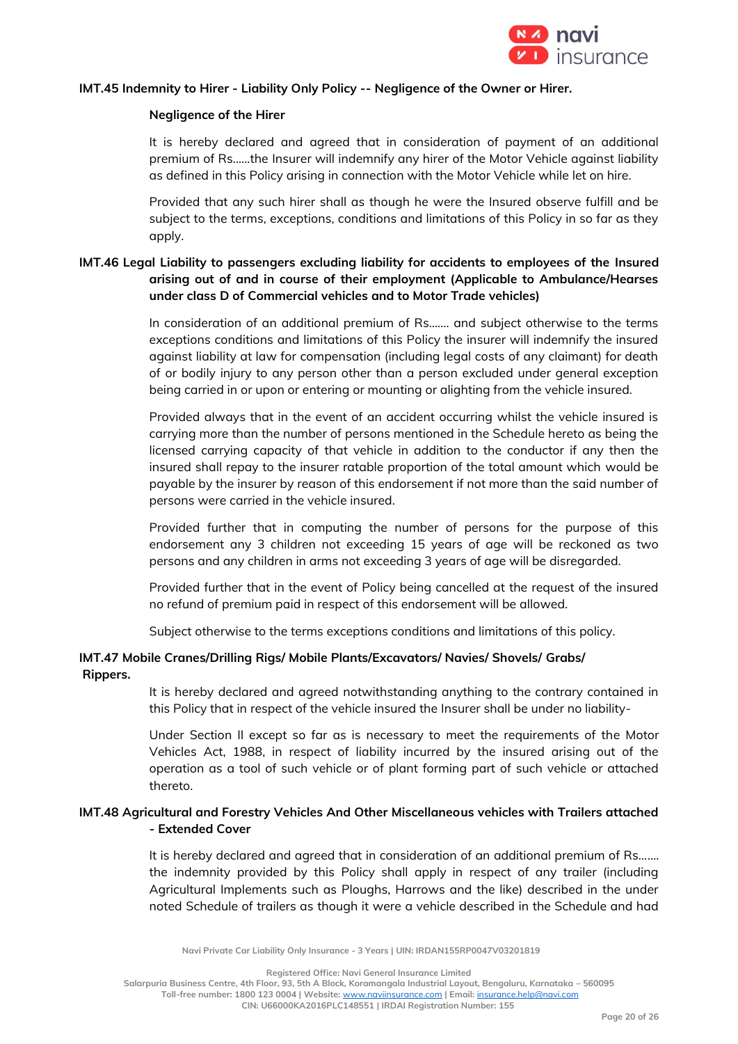**IMT.45 Indemnity to Hirer - Liability Only Policy -- Negligence of the Owner or Hirer.**

**Negligence of the Hirer**

It is hereby declared and agreed that in consideration of payment of an additional premium of Rs......the Insurer will indemnify any hirer of the Motor Vehicle against liability as defined in this Policy arising in connection with the Motor Vehicle while let on hire.

Provided that any such hirer shall as though he were the Insured observe fulfill and be subject to the terms, exceptions, conditions and limitations of this Policy in so far as they apply.

**IMT.46 Legal Liability to passengers excluding liability for accidents to employees of the Insured arising out of and in course of their employment (Applicable to Ambulance/Hearses under class D of Commercial vehicles and to Motor Trade vehicles)**

In consideration of an additional premium of Rs....... and subject otherwise to the terms exceptions conditions and limitations of this Policy the insurer will indemnify the insured against liability at law for compensation (including legal costs of any claimant) for death of or bodily injury to any person other than a person excluded under general exception being carried in or upon or entering or mounting or alighting from the vehicle insured.

Provided always that in the event of an accident occurring whilst the vehicle insured is carrying more than the number of persons mentioned in the Schedule hereto as being the licensed carrying capacity of that vehicle in addition to the conductor if any then the insured shall repay to the insurer ratable proportion of the total amount which would be payable by the insurer by reason of this endorsement if not more than the said number of persons were carried in the vehicle insured.

Provided further that in computing the number of persons for the purpose of this endorsement any 3 children not exceeding 15 years of age will be reckoned as two persons and any children in arms not exceeding 3 years of age will be disregarded.

Provided further that in the event of Policy being cancelled at the request of the insured no refund of premium paid in respect of this endorsement will be allowed.

Subject otherwise to the terms exceptions conditions and limitations of this policy.

**IMT.47 Mobile Cranes/Drilling Rigs/ Mobile Plants/Excavators/ Navies/ Shovels/ Grabs/ Rippers.**

It is hereby declared and agreed notwithstanding anything to the contrary contained in this Policy that in respect of the vehicle insured the Insurer shall be under no liability-

Under Section II except so far as is necessary to meet the requirements of the Motor Vehicles Act, 1988, in respect of liability incurred by the insured arising out of the operation as a tool of such vehicle or of plant forming part of such vehicle or attached thereto.

**IMT.48 Agricultural and Forestry Vehicles And Other Miscellaneous vehicles with Trailers attached - Extended Cover**

It is hereby declared and agreed that in consideration of an additional premium of Rs....... the indemnity provided by this Policy shall apply in respect of any trailer (including Agricultural Implements such as Ploughs, Harrows and the like) described in the under noted Schedule of trailers as though it were a vehicle described in the Schedule and had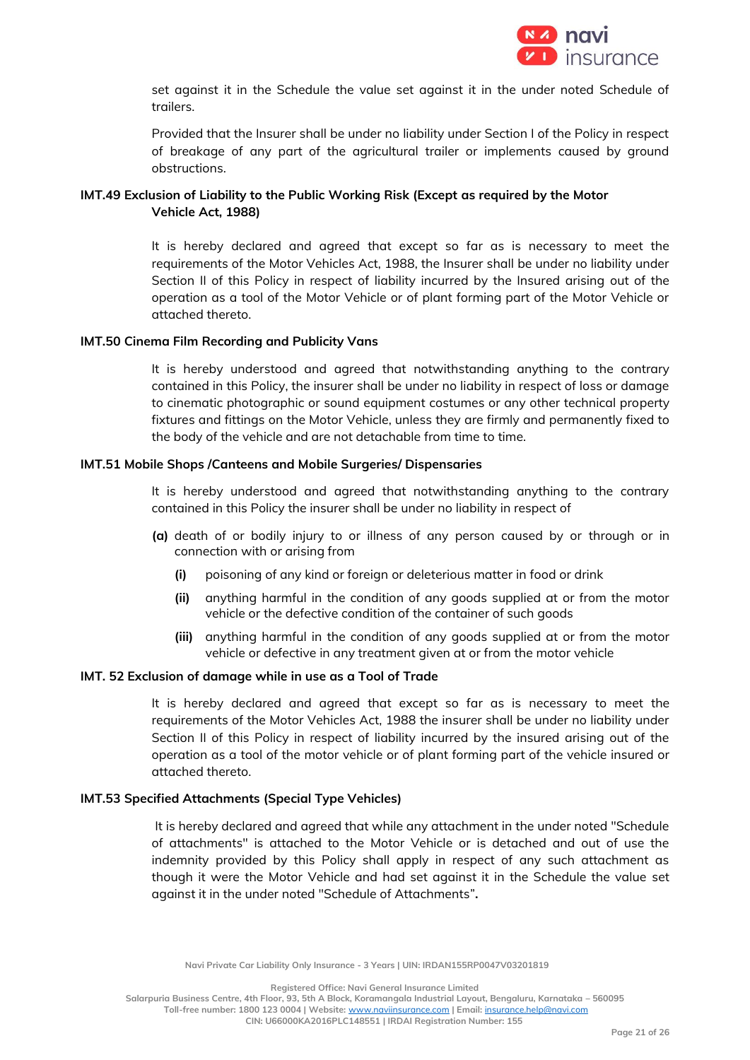set against it in the Schedule the value set against it in the under noted Schedule of trailers.

Provided that the Insurer shall be under no liability under Section I of the Policy in respect of breakage of any part of the agricultural trailer or implements caused by ground obstructions.

### IMT.49 Exclusion of Liability to the Public Working Risk (Except as required by the Motor Vehicle Act, 1988)

It is hereby declared and agreed that except so far as is necessary to meet the requirements of the Motor Vehicles Act, 1988, the Insurer shall be under no liability under Section II of this Policy in respect of liability incurred by the Insured arising out of the operation as a tool of the Motor Vehicle or of plant forming part of the Motor Vehicle or attached thereto.

### IMT.50 Cinema Film Recording and Publicity Vans

It is hereby understood and agreed that notwithstanding anything to the contrary contained in this Policy, the insurer shall be under no liability in respect of loss or damage to cinematic photographic or sound equipment costumes or any other technical property fixtures and fittings on the Motor Vehicle, unless they are firmly and permanently fixed to the body of the vehicle and are not detachable from time to time.

### IMT.51 Mobile Shops /Canteens and Mobile Surgeries/ Dispensaries

It is hereby understood and agreed that notwithstanding anything to the contrary contained in this Policy the insurer shall be under no liability in respect of

**(a)** death of or bodily injury to or illness of any person caused by or through or in connection with or arising from

- **(i)** poisoning of any kind or foreign or deleterious matter in food or drink
- **(ii)** anything harmful in the condition of any goods supplied at or from the motor vehicle or the defective condition of the container of such goods
- **(iii)** anything harmful in the condition of any goods supplied at or from the motor vehicle or defective in any treatment given at or from the motor vehicle

### IMT. 52 Exclusion of damage while in use as a Tool of Trade

It is hereby declared and agreed that except so far as is necessary to meet the requirements of the Motor Vehicles Act, 1988 the insurer shall be under no liability under Section II of this Policy in respect of liability incurred by the insured arising out of the operation as a tool of the motor vehicle or of plant forming part of the vehicle insured or attached thereto.

### IMT.53 Specified Attachments (Special Type Vehicles)

It is hereby declared and agreed that while any attachment in the under noted "Schedule of attachments" is attached to the Motor Vehicle or is detached and out of use the indemnity provided by this Policy shall apply in respect of any such attachment as though it were the Motor Vehicle and had set against it in the Schedule the value set against it in the under noted "Schedule of Attachments".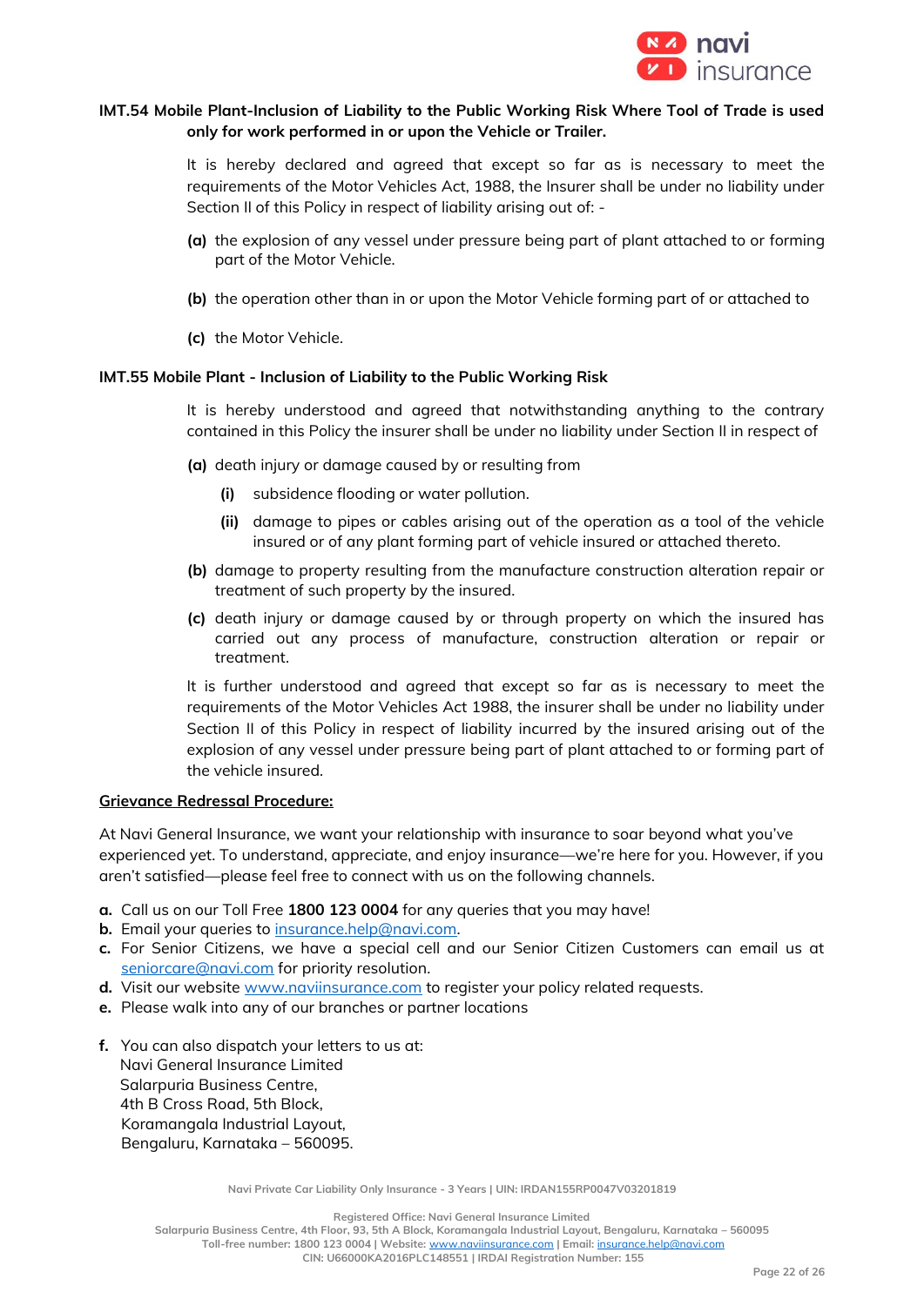**IMT.54 Mobile Plant-Inclusion of Liability to the Public Working Risk Where Tool of Trade is used only for work performed in or upon the Vehicle or Trailer.**

It is hereby declared and agreed that except so far as is necessary to meet the requirements of the Motor Vehicles Act, 1988, the Insurer shall be under no liability under Section II of this Policy in respect of liability arising out of: -

**(a)** the explosion of any vessel under pressure being part of plant attached to or forming part of the Motor Vehicle.

**(b)** the operation other than in or upon the Motor Vehicle forming part of or attached to

**(c)** the Motor Vehicle.

**IMT.55 Mobile Plant - Inclusion of Liability to the Public Working Risk**

It is hereby understood and agreed that notwithstanding anything to the contrary contained in this Policy the insurer shall be under no liability under Section II in respect of

**(a)** death injury or damage caused by or resulting from

- **(i)** subsidence flooding or water pollution.
- **(ii)** damage to pipes or cables arising out of the operation as a tool of the vehicle insured or of any plant forming part of vehicle insured or attached thereto.

**(b)** damage to property resulting from the manufacture construction alteration repair or treatment of such property by the insured.

**(c)** death injury or damage caused by or through property on which the insured has carried out any process of manufacture, construction alteration or repair or treatment.

It is further understood and agreed that except so far as is necessary to meet the requirements of the Motor Vehicles Act 1988, the insurer shall be under no liability under Section II of this Policy in respect of liability incurred by the insured arising out of the explosion of any vessel under pressure being part of plant attached to or forming part of the vehicle insured.

**Grievance Redressal Procedure:**

At Navi General Insurance, we want your relationship with insurance to soar beyond what you've experienced yet. To understand, appreciate, and enjoy insurance—we're here for you. However, if you aren't satisfied—please feel free to connect with us on the following channels.

**a.** Call us on our Toll Free **1800 123 0004** for any queries that you may have!
**b.** Email your queries to insurance.help@navi.com.
**c.** For Senior Citizens, we have a special cell and our Senior Citizen Customers can email us at seniorcare@navi.com for priority resolution.
**d.** Visit our website www.naviinsurance.com to register your policy related requests.
**e.** Please walk into any of our branches or partner locations

**f.** You can also dispatch your letters to us at:
Navi General Insurance Limited
Salarpuria Business Centre,
4th B Cross Road, 5th Block,
Koramangala Industrial Layout,
Bengaluru, Karnataka – 560095.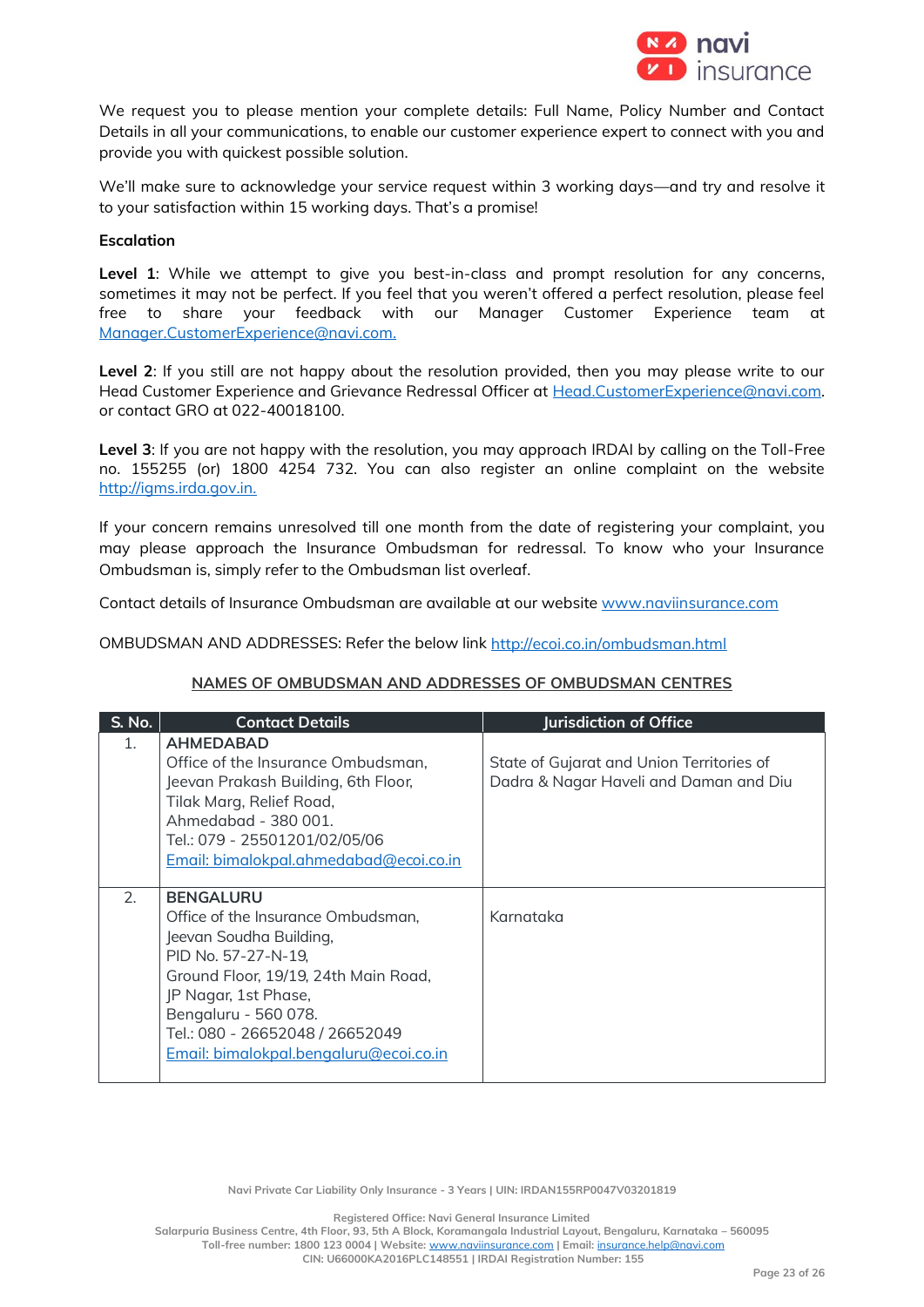We request you to please mention your complete details: Full Name, Policy Number and Contact Details in all your communications, to enable our customer experience expert to connect with you and provide you with quickest possible solution.

We'll make sure to acknowledge your service request within 3 working days—and try and resolve it to your satisfaction within 15 working days. That's a promise!

**Escalation**

**Level 1**: While we attempt to give you best-in-class and prompt resolution for any concerns, sometimes it may not be perfect. If you feel that you weren't offered a perfect resolution, please feel free to share your feedback with our Manager Customer Experience team at Manager.CustomerExperience@navi.com.

**Level 2**: If you still are not happy about the resolution provided, then you may please write to our Head Customer Experience and Grievance Redressal Officer at Head.CustomerExperience@navi.com. or contact GRO at 022-40018100.

**Level 3**: If you are not happy with the resolution, you may approach IRDAI by calling on the Toll-Free no. 155255 (or) 1800 4254 732. You can also register an online complaint on the website http://igms.irda.gov.in.

If your concern remains unresolved till one month from the date of registering your complaint, you may please approach the Insurance Ombudsman for redressal. To know who your Insurance Ombudsman is, simply refer to the Ombudsman list overleaf.

Contact details of Insurance Ombudsman are available at our website www.naviinsurance.com

OMBUDSMAN AND ADDRESSES: Refer the below link http://ecoi.co.in/ombudsman.html

## NAMES OF OMBUDSMAN AND ADDRESSES OF OMBUDSMAN CENTRES

| S. No. | Contact Details | Jurisdiction of Office |
|---|---|---|
| 1. | **AHMEDABAD**<br>Office of the Insurance Ombudsman,<br>Jeevan Prakash Building, 6th Floor,<br>Tilak Marg, Relief Road,<br>Ahmedabad - 380 001.<br>Tel.: 079 - 25501201/02/05/06<br>Email: bimalokpal.ahmedabad@ecoi.co.in | State of Gujarat and Union Territories of Dadra & Nagar Haveli and Daman and Diu |
| 2. | **BENGALURU**<br>Office of the Insurance Ombudsman,<br>Jeevan Soudha Building,<br>PID No. 57-27-N-19,<br>Ground Floor, 19/19, 24th Main Road,<br>JP Nagar, 1st Phase,<br>Bengaluru - 560 078.<br>Tel.: 080 - 26652048 / 26652049<br>Email: bimalokpal.bengaluru@ecoi.co.in | Karnataka |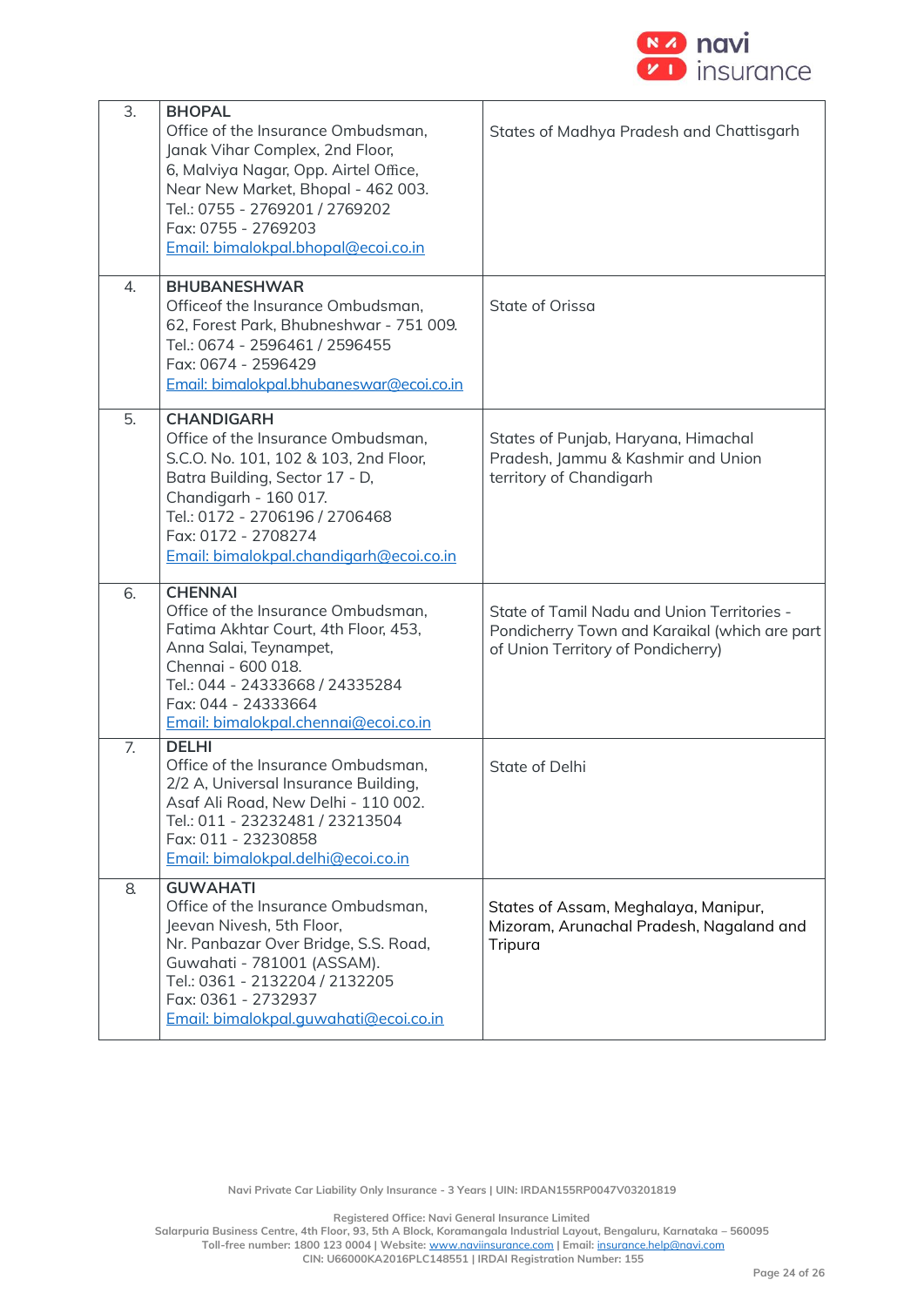| | | |
|---|---|---|
| 3. | **BHOPAL**<br>Office of the Insurance Ombudsman,<br>Janak Vihar Complex, 2nd Floor,<br>6, Malviya Nagar, Opp. Airtel Office,<br>Near New Market, Bhopal - 462 003.<br>Tel.: 0755 - 2769201 / 2769202<br>Fax: 0755 - 2769203<br>Email: bimalokpal.bhopal@ecoi.co.in | States of Madhya Pradesh and Chattisgarh |
| 4. | **BHUBANESHWAR**<br>Officeof the Insurance Ombudsman,<br>62, Forest Park, Bhubneshwar - 751 009.<br>Tel.: 0674 - 2596461 / 2596455<br>Fax: 0674 - 2596429<br>Email: bimalokpal.bhubaneswar@ecoi.co.in | State of Orissa |
| 5. | **CHANDIGARH**<br>Office of the Insurance Ombudsman,<br>S.C.O. No. 101, 102 & 103, 2nd Floor,<br>Batra Building, Sector 17 - D,<br>Chandigarh - 160 017.<br>Tel.: 0172 - 2706196 / 2706468<br>Fax: 0172 - 2708274<br>Email: bimalokpal.chandigarh@ecoi.co.in | States of Punjab, Haryana, Himachal Pradesh, Jammu & Kashmir and Union territory of Chandigarh |
| 6. | **CHENNAI**<br>Office of the Insurance Ombudsman,<br>Fatima Akhtar Court, 4th Floor, 453,<br>Anna Salai, Teynampet,<br>Chennai - 600 018.<br>Tel.: 044 - 24333668 / 24335284<br>Fax: 044 - 24333664<br>Email: bimalokpal.chennai@ecoi.co.in | State of Tamil Nadu and Union Territories - Pondicherry Town and Karaikal (which are part of Union Territory of Pondicherry) |
| 7. | **DELHI**<br>Office of the Insurance Ombudsman,<br>2/2 A, Universal Insurance Building,<br>Asaf Ali Road, New Delhi - 110 002.<br>Tel.: 011 - 23232481 / 23213504<br>Fax: 011 - 23230858<br>Email: bimalokpal.delhi@ecoi.co.in | State of Delhi |
| 8. | **GUWAHATI**<br>Office of the Insurance Ombudsman,<br>Jeevan Nivesh, 5th Floor,<br>Nr. Panbazar Over Bridge, S.S. Road,<br>Guwahati - 781001 (ASSAM).<br>Tel.: 0361 - 2132204 / 2132205<br>Fax: 0361 - 2732937<br>Email: bimalokpal.guwahati@ecoi.co.in | States of Assam, Meghalaya, Manipur, Mizoram, Arunachal Pradesh, Nagaland and Tripura |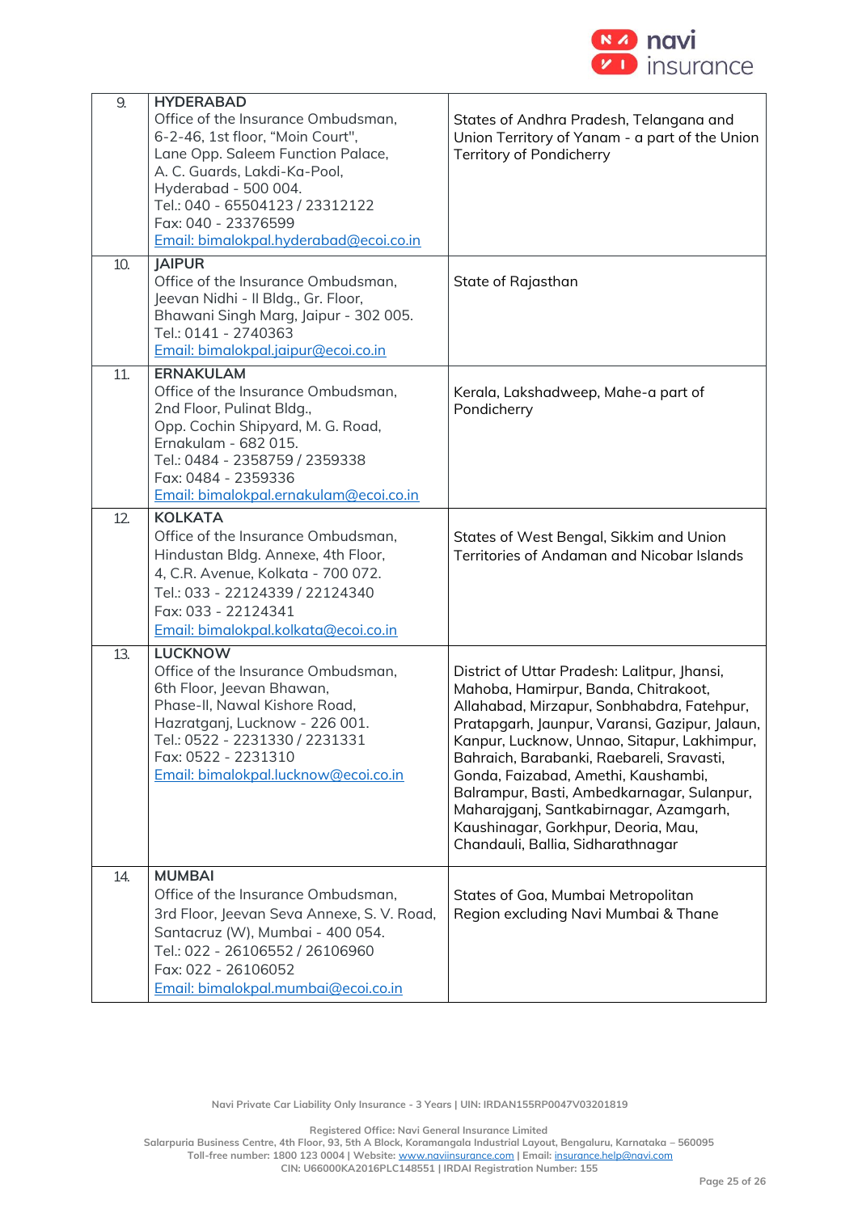| | | |
|---|---|---|
| 9. | **HYDERABAD**<br>Office of the Insurance Ombudsman,<br>6-2-46, 1st floor, "Moin Court",<br>Lane Opp. Saleem Function Palace,<br>A. C. Guards, Lakdi-Ka-Pool,<br>Hyderabad - 500 004.<br>Tel.: 040 - 65504123 / 23312122<br>Fax: 040 - 23376599<br>Email: bimalokpal.hyderabad@ecoi.co.in | States of Andhra Pradesh, Telangana and Union Territory of Yanam - a part of the Union Territory of Pondicherry |
| 10. | **JAIPUR**<br>Office of the Insurance Ombudsman,<br>Jeevan Nidhi - II Bldg., Gr. Floor,<br>Bhawani Singh Marg, Jaipur - 302 005.<br>Tel.: 0141 - 2740363<br>Email: bimalokpal.jaipur@ecoi.co.in | State of Rajasthan |
| 11. | **ERNAKULAM**<br>Office of the Insurance Ombudsman,<br>2nd Floor, Pulinat Bldg.,<br>Opp. Cochin Shipyard, M. G. Road,<br>Ernakulam - 682 015.<br>Tel.: 0484 - 2358759 / 2359338<br>Fax: 0484 - 2359336<br>Email: bimalokpal.ernakulam@ecoi.co.in | Kerala, Lakshadweep, Mahe-a part of Pondicherry |
| 12. | **KOLKATA**<br>Office of the Insurance Ombudsman,<br>Hindustan Bldg. Annexe, 4th Floor,<br>4, C.R. Avenue, Kolkata - 700 072.<br>Tel.: 033 - 22124339 / 22124340<br>Fax: 033 - 22124341<br>Email: bimalokpal.kolkata@ecoi.co.in | States of West Bengal, Sikkim and Union Territories of Andaman and Nicobar Islands |
| 13. | **LUCKNOW**<br>Office of the Insurance Ombudsman,<br>6th Floor, Jeevan Bhawan,<br>Phase-II, Nawal Kishore Road,<br>Hazratganj, Lucknow - 226 001.<br>Tel.: 0522 - 2231330 / 2231331<br>Fax: 0522 - 2231310<br>Email: bimalokpal.lucknow@ecoi.co.in | District of Uttar Pradesh: Lalitpur, Jhansi, Mahoba, Hamirpur, Banda, Chitrakoot, Allahabad, Mirzapur, Sonbhabdra, Fatehpur, Pratapgarh, Jaunpur, Varansi, Gazipur, Jalaun, Kanpur, Lucknow, Unnao, Sitapur, Lakhimpur, Bahraich, Barabanki, Raebareli, Sravasti, Gonda, Faizabad, Amethi, Kaushambi, Balrampur, Basti, Ambedkarnagar, Sulanpur, Maharajganj, Santkabirnagar, Azamgarh, Kaushinagar, Gorkhpur, Deoria, Mau, Chandauli, Ballia, Sidharathnagar |
| 14. | **MUMBAI**<br>Office of the Insurance Ombudsman,<br>3rd Floor, Jeevan Seva Annexe, S. V. Road,<br>Santacruz (W), Mumbai - 400 054.<br>Tel.: 022 - 26106552 / 26106960<br>Fax: 022 - 26106052<br>Email: bimalokpal.mumbai@ecoi.co.in | States of Goa, Mumbai Metropolitan Region excluding Navi Mumbai & Thane |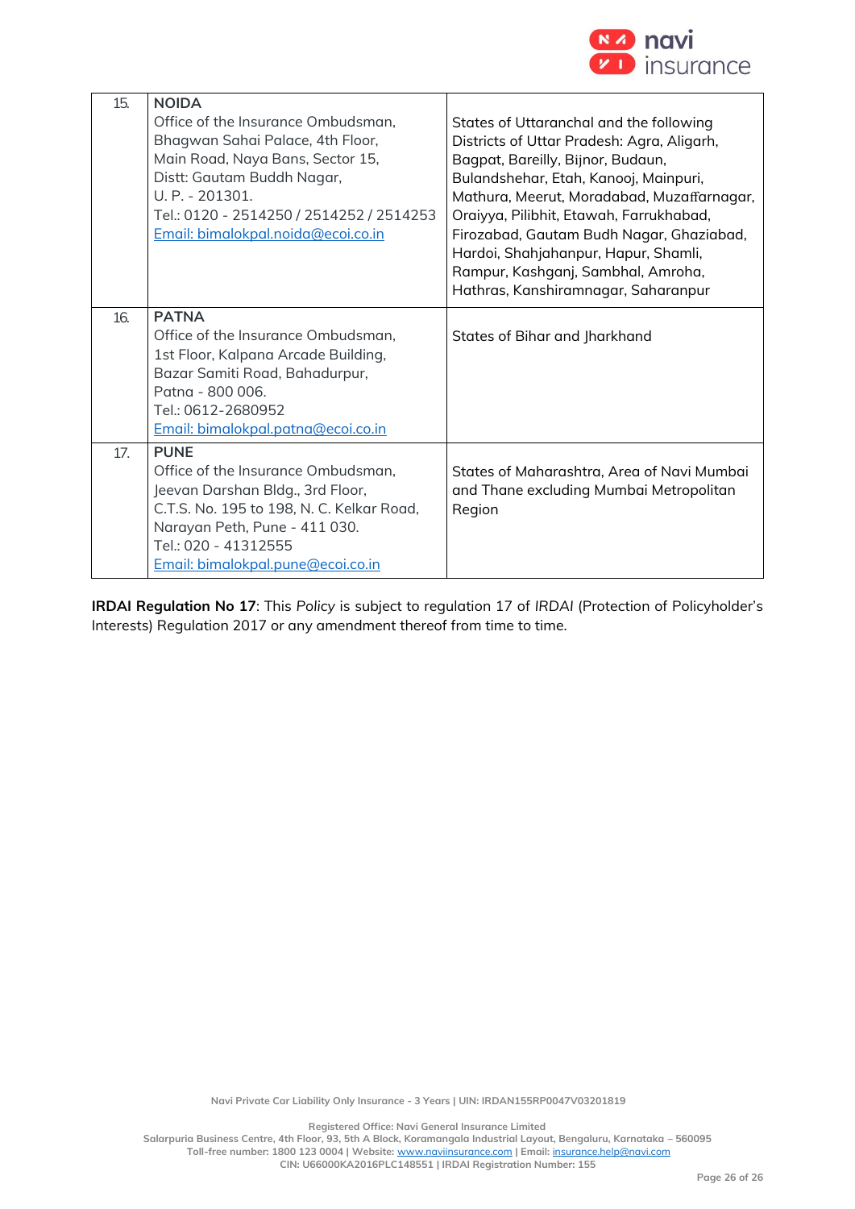| | | |
|---|---|---|
| 15. | **NOIDA**<br>Office of the Insurance Ombudsman,<br>Bhagwan Sahai Palace, 4th Floor,<br>Main Road, Naya Bans, Sector 15,<br>Distt: Gautam Buddh Nagar,<br>U. P. - 201301.<br>Tel.: 0120 - 2514250 / 2514252 / 2514253<br>Email: bimalokpal.noida@ecoi.co.in | States of Uttaranchal and the following Districts of Uttar Pradesh: Agra, Aligarh, Bagpat, Bareilly, Bijnor, Budaun, Bulandshehar, Etah, Kanooj, Mainpuri, Mathura, Meerut, Moradabad, Muzaffarnagar, Oraiyya, Pilibhit, Etawah, Farrukhabad, Firozabad, Gautam Budh Nagar, Ghaziabad, Hardoi, Shahjahanpur, Hapur, Shamli, Rampur, Kashganj, Sambhal, Amroha, Hathras, Kanshiramnagar, Saharanpur |
| 16. | **PATNA**<br>Office of the Insurance Ombudsman,<br>1st Floor, Kalpana Arcade Building,<br>Bazar Samiti Road, Bahadurpur,<br>Patna - 800 006.<br>Tel.: 0612-2680952<br>Email: bimalokpal.patna@ecoi.co.in | States of Bihar and Jharkhand |
| 17. | **PUNE**<br>Office of the Insurance Ombudsman,<br>Jeevan Darshan Bldg., 3rd Floor,<br>C.T.S. No. 195 to 198, N. C. Kelkar Road,<br>Narayan Peth, Pune - 411 030.<br>Tel.: 020 - 41312555<br>Email: bimalokpal.pune@ecoi.co.in | States of Maharashtra, Area of Navi Mumbai and Thane excluding Mumbai Metropolitan Region |

**IRDAI Regulation No 17**: This *Policy* is subject to regulation 17 of *IRDAI* (Protection of Policyholder's Interests) Regulation 2017 or any amendment thereof from time to time.